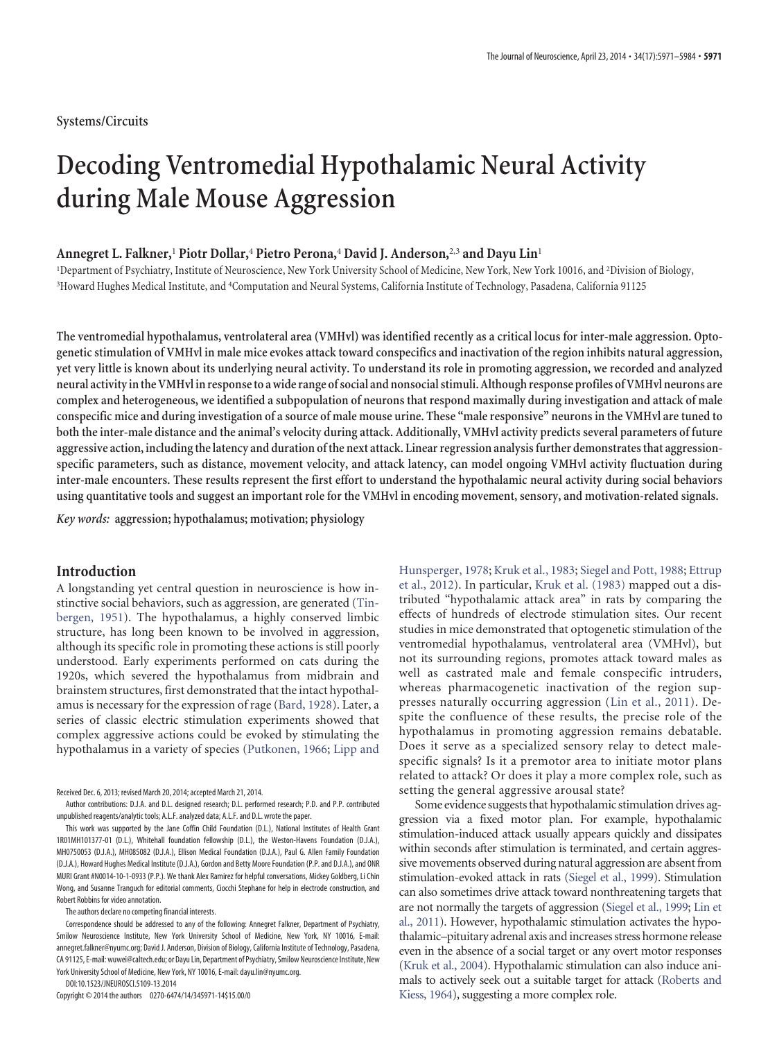Systems/Circuits

# Decoding Ventromedial Hypothalamic Neural Activity during Male Mouse Aggression

**Annegret L. Falkner,[1] Piotr Dollar,[4] Pietro Perona,[4] David J. Anderson,[2,3] and Dayu Lin[1]**

[1]Department of Psychiatry, Institute of Neuroscience, New York University School of Medicine, New York, New York 10016, and [2]Division of Biology, [3]Howard Hughes Medical Institute, and [4]Computation and Neural Systems, California Institute of Technology, Pasadena, California 91125

**The ventromedial hypothalamus, ventrolateral area (VMHvl) was identified recently as a critical locus for inter-male aggression. Optogenetic stimulation of VMHvl in male mice evokes attack toward conspecifics and inactivation of the region inhibits natural aggression, yet very little is known about its underlying neural activity. To understand its role in promoting aggression, we recorded and analyzed neural activity in the VMHvl in response to a wide range of social and nonsocial stimuli. Although response profiles of VMHvl neurons are complex and heterogeneous, we identified a subpopulation of neurons that respond maximally during investigation and attack of male conspecific mice and during investigation of a source of male mouse urine. These "male responsive" neurons in the VMHvl are tuned to both the inter-male distance and the animal's velocity during attack. Additionally, VMHvl activity predicts several parameters of future aggressive action, including the latency and duration of the next attack. Linear regression analysis further demonstrates that aggression-specific parameters, such as distance, movement velocity, and attack latency, can model ongoing VMHvl activity fluctuation during inter-male encounters. These results represent the first effort to understand the hypothalamic neural activity during social behaviors using quantitative tools and suggest an important role for the VMHvl in encoding movement, sensory, and motivation-related signals.**

*Key words:* **aggression; hypothalamus; motivation; physiology**

## Introduction

A longstanding yet central question in neuroscience is how instinctive social behaviors, such as aggression, are generated (Tinbergen, 1951). The hypothalamus, a highly conserved limbic structure, has long been known to be involved in aggression, although its specific role in promoting these actions is still poorly understood. Early experiments performed on cats during the 1920s, which severed the hypothalamus from midbrain and brainstem structures, first demonstrated that the intact hypothalamus is necessary for the expression of rage (Bard, 1928). Later, a series of classic electric stimulation experiments showed that complex aggressive actions could be evoked by stimulating the hypothalamus in a variety of species (Putkonen, 1966; Lipp and Hunsperger, 1978; Kruk et al., 1983; Siegel and Pott, 1988; Ettrup et al., 2012). In particular, Kruk et al. (1983) mapped out a distributed "hypothalamic attack area" in rats by comparing the effects of hundreds of electrode stimulation sites. Our recent studies in mice demonstrated that optogenetic stimulation of the ventromedial hypothalamus, ventrolateral area (VMHvl), but not its surrounding regions, promotes attack toward males as well as castrated male and female conspecific intruders, whereas pharmacogenetic inactivation of the region suppresses naturally occurring aggression (Lin et al., 2011). Despite the confluence of these results, the precise role of the hypothalamus in promoting aggression remains debatable. Does it serve as a specialized sensory relay to detect male-specific signals? Is it a premotor area to initiate motor plans related to attack? Or does it play a more complex role, such as setting the general aggressive arousal state?

Some evidence suggests that hypothalamic stimulation drives aggression via a fixed motor plan. For example, hypothalamic stimulation-induced attack usually appears quickly and dissipates within seconds after stimulation is terminated, and certain aggressive movements observed during natural aggression are absent from stimulation-evoked attack in rats (Siegel et al., 1999). Stimulation can also sometimes drive attack toward nonthreatening targets that are not normally the targets of aggression (Siegel et al., 1999; Lin et al., 2011). However, hypothalamic stimulation activates the hypothalamic–pituitary adrenal axis and increases stress hormone release even in the absence of a social target or any overt motor responses (Kruk et al., 2004). Hypothalamic stimulation can also induce animals to actively seek out a suitable target for attack (Roberts and Kiess, 1964), suggesting a more complex role.

Received Dec. 6, 2013; revised March 20, 2014; accepted March 21, 2014.

Author contributions: D.J.A. and D.L. designed research; D.L. performed research; P.D. and P.P. contributed unpublished reagents/analytic tools; A.L.F. analyzed data; A.L.F. and D.L. wrote the paper.

This work was supported by the Jane Coffin Child Foundation (D.L.), National Institutes of Health Grant 1R01MH101377-01 (D.L.), Whitehall foundation fellowship (D.L.), the Weston-Havens Foundation (D.J.A.), MH0750053 (D.J.A.), MH085082 (D.J.A.), Ellison Medical Foundation (D.J.A.), Paul G. Allen Family Foundation (D.J.A.), Howard Hughes Medical Institute (D.J.A.), Gordon and Betty Moore Foundation (P.P. and D.J.A.), and ONR MURI Grant #N0014-10-1-0933 (P.P.). We thank Alex Ramirez for helpful conversations, Mickey Goldberg, Li Chin Wong, and Susanne Tranguch for editorial comments, Ciocchi Stephane for help in electrode construction, and Robert Robbins for video annotation.

The authors declare no competing financial interests.

Correspondence should be addressed to any of the following: Annegret Falkner, Department of Psychiatry, Smilow Neuroscience Institute, New York University School of Medicine, New York, NY 10016, E-mail: annegret.falkner@nyumc.org; David J. Anderson, Division of Biology, California Institute of Technology, Pasadena, CA 91125, E-mail: wuwei@caltech.edu; or Dayu Lin, Department of Psychiatry, Smilow Neuroscience Institute, New York University School of Medicine, New York, NY 10016, E-mail: dayu.lin@nyumc.org.

DOI:10.1523/JNEUROSCI.5109-13.2014

Copyright © 2014 the authors 0270-6474/14/345971-14$15.00/0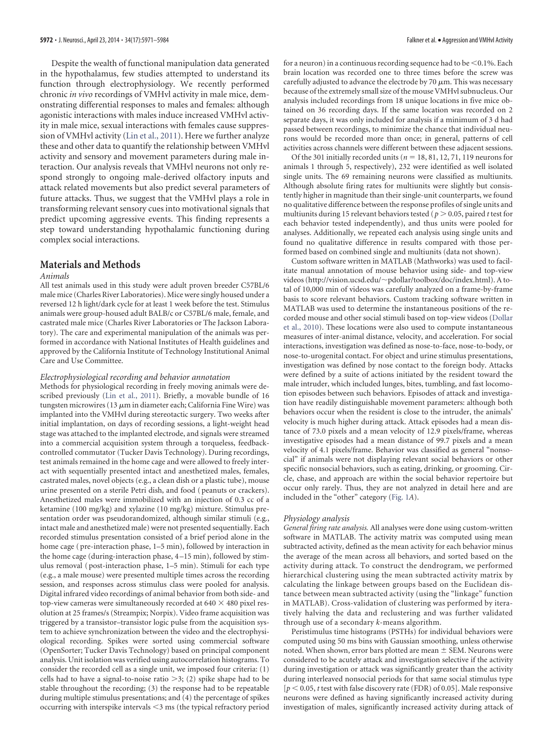Despite the wealth of functional manipulation data generated in the hypothalamus, few studies attempted to understand its function through electrophysiology. We recently performed chronic *in vivo* recordings of VMHvl activity in male mice, demonstrating differential responses to males and females: although agonistic interactions with males induce increased VMHvl activity in male mice, sexual interactions with females cause suppression of VMHvl activity (Lin et al., 2011). Here we further analyze these and other data to quantify the relationship between VMHvl activity and sensory and movement parameters during male interaction. Our analysis reveals that VMHvl neurons not only respond strongly to ongoing male-derived olfactory inputs and attack related movements but also predict several parameters of future attacks. Thus, we suggest that the VMHvl plays a role in transforming relevant sensory cues into motivational signals that predict upcoming aggressive events. This finding represents a step toward understanding hypothalamic functioning during complex social interactions.

## Materials and Methods

### Animals

All test animals used in this study were adult proven breeder C57BL/6 male mice (Charles River Laboratories). Mice were singly housed under a reversed 12 h light/dark cycle for at least 1 week before the test. Stimulus animals were group-housed adult BALB/c or C57BL/6 male, female, and castrated male mice (Charles River Laboratories or The Jackson Laboratory). The care and experimental manipulation of the animals was performed in accordance with National Institutes of Health guidelines and approved by the California Institute of Technology Institutional Animal Care and Use Committee.

### Electrophysiological recording and behavior annotation

Methods for physiological recording in freely moving animals were described previously (Lin et al., 2011). Briefly, a movable bundle of 16 tungsten microwires (13 μm in diameter each; California Fine Wire) was implanted into the VMHvl during stereotactic surgery. Two weeks after initial implantation, on days of recording sessions, a light-weight head stage was attached to the implanted electrode, and signals were streamed into a commercial acquisition system through a torqueless, feedback-controlled commutator (Tucker Davis Technology). During recordings, test animals remained in the home cage and were allowed to freely interact with sequentially presented intact and anesthetized males, females, castrated males, novel objects (e.g., a clean dish or a plastic tube), mouse urine presented on a sterile Petri dish, and food (peanuts or crackers). Anesthetized males were immobilized with an injection of 0.3 cc of a ketamine (100 mg/kg) and xylazine (10 mg/kg) mixture. Stimulus presentation order was pseudorandomized, although similar stimuli (e.g., intact male and anesthetized male) were not presented sequentially. Each recorded stimulus presentation consisted of a brief period alone in the home cage (pre-interaction phase, 1–5 min), followed by interaction in the home cage (during-interaction phase, 4–15 min), followed by stimulus removal (post-interaction phase, 1–5 min). Stimuli for each type (e.g., a male mouse) were presented multiple times across the recording session, and responses across stimulus class were pooled for analysis. Digital infrared video recordings of animal behavior from both side- and top-view cameras were simultaneously recorded at 640 × 480 pixel resolution at 25 frames/s (Streampix; Norpix). Video frame acquisition was triggered by a transistor–transistor logic pulse from the acquisition system to achieve synchronization between the video and the electrophysiological recording. Spikes were sorted using commercial software (OpenSorter; Tucker Davis Technology) based on principal component analysis. Unit isolation was verified using autocorrelation histograms. To consider the recorded cell as a single unit, we imposed four criteria: (1) cells had to have a signal-to-noise ratio >3; (2) spike shape had to be stable throughout the recording; (3) the response had to be repeatable during multiple stimulus presentations; and (4) the percentage of spikes occurring with interspike intervals <3 ms (the typical refractory period for a neuron) in a continuous recording sequence had to be <0.1%. Each brain location was recorded one to three times before the screw was carefully adjusted to advance the electrode by 70 μm. This was necessary because of the extremely small size of the mouse VMHvl subnucleus. Our analysis included recordings from 18 unique locations in five mice obtained on 36 recording days. If the same location was recorded on 2 separate days, it was only included for analysis if a minimum of 3 d had passed between recordings, to minimize the chance that individual neurons would be recorded more than once; in general, patterns of cell activities across channels were different between these adjacent sessions.

Of the 301 initially recorded units ($n = 18, 81, 12, 71, 119$ neurons for animals 1 through 5, respectively), 232 were identified as well isolated single units. The 69 remaining neurons were classified as multiunits. Although absolute firing rates for multiunits were slightly but consistently higher in magnitude than their single-unit counterparts, we found no qualitative difference between the response profiles of single units and multiunits during 15 relevant behaviors tested ($p > 0.05$, paired *t* test for each behavior tested independently), and thus units were pooled for analyses. Additionally, we repeated each analysis using single units and found no qualitative difference in results compared with those performed based on combined single and multiunits (data not shown).

Custom software written in MATLAB (Mathworks) was used to facilitate manual annotation of mouse behavior using side- and top-view videos (http://vision.ucsd.edu/~pdollar/toolbox/doc/index.html). A total of 10,000 min of videos was carefully analyzed on a frame-by-frame basis to score relevant behaviors. Custom tracking software written in MATLAB was used to determine the instantaneous positions of the recorded mouse and other social stimuli based on top-view videos (Dollar et al., 2010). These locations were also used to compute instantaneous measures of inter-animal distance, velocity, and acceleration. For social interactions, investigation was defined as nose-to-face, nose-to-body, or nose-to-urogenital contact. For object and urine stimulus presentations, investigation was defined by nose contact to the foreign body. Attacks were defined by a suite of actions initiated by the resident toward the male intruder, which included lunges, bites, tumbling, and fast locomotion episodes between such behaviors. Episodes of attack and investigation have readily distinguishable movement parameters: although both behaviors occur when the resident is close to the intruder, the animals' velocity is much higher during attack. Attack episodes had a mean distance of 73.0 pixels and a mean velocity of 12.9 pixels/frame, whereas investigative episodes had a mean distance of 99.7 pixels and a mean velocity of 4.1 pixels/frame. Behavior was classified as general "nonsocial" if animals were not displaying relevant social behaviors or other specific nonsocial behaviors, such as eating, drinking, or grooming. Circle, chase, and approach are within the social behavior repertoire but occur only rarely. Thus, they are not analyzed in detail here and are included in the "other" category (Fig. 1*A*).

### Physiology analysis

*General firing rate analysis.* All analyses were done using custom-written software in MATLAB. The activity matrix was computed using mean subtracted activity, defined as the mean activity for each behavior minus the average of the mean across all behaviors, and sorted based on the activity during attack. To construct the dendrogram, we performed hierarchical clustering using the mean subtracted activity matrix by calculating the linkage between groups based on the Euclidean distance between mean subtracted activity (using the "linkage" function in MATLAB). Cross-validation of clustering was performed by iteratively halving the data and reclustering and was further validated through use of a secondary *k*-means algorithm.

Peristimulus time histograms (PSTHs) for individual behaviors were computed using 50 ms bins with Gaussian smoothing, unless otherwise noted. When shown, error bars plotted are mean ± SEM. Neurons were considered to be acutely attack and investigation selective if the activity during investigation or attack was significantly greater than the activity during interleaved nonsocial periods for that same social stimulus type [$p < 0.05$, *t* test with false discovery rate (FDR) of 0.05]. Male responsive neurons were defined as having significantly increased activity during investigation of males, significantly increased activity during attack of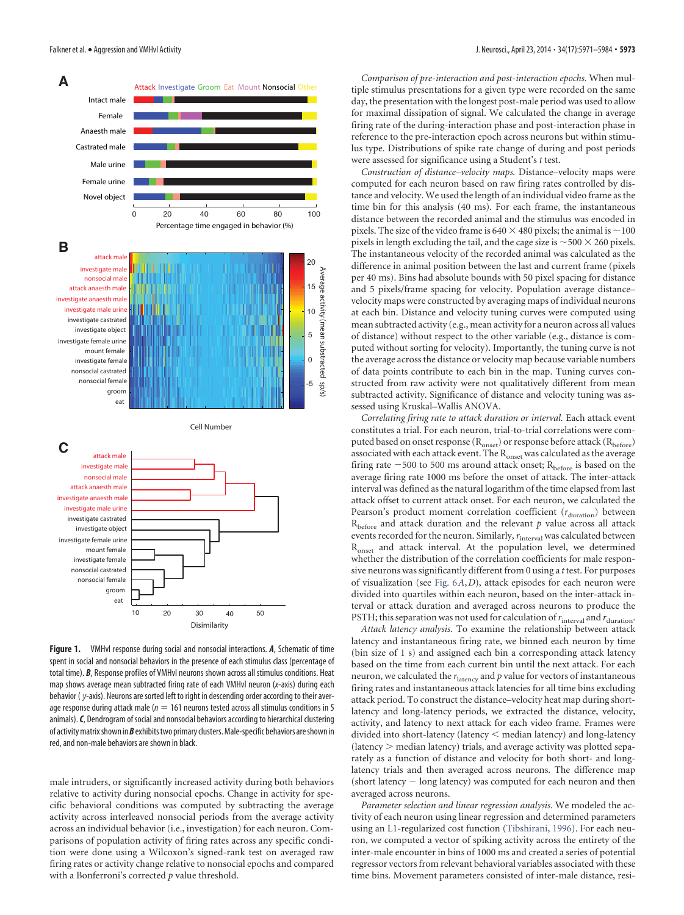A

Attack Investigate Groom Eat Mount Nonsocial Other

Intact male
Female
Anaesth male
Castrated male
Male urine
Female urine
Novel object

0 20 40 60 80 100

Percentage time engaged in behavior (%)

B

attack male
investigate male
nonsocial male
attack anaesth male
investigate anaesth male
investigate male urine
investigate castrated
investigate object
investigate female urine
mount female
investigate female
nonsocial castrated
nonsocial female
groom
eat

20 15 10 5 0 -5

Average activity (mean substracted sp/s)

Cell Number

C

attack male
investigate male
nonsocial male
attack anaesth male
investigate anaesth male
investigate male urine
investigate castrated
investigate object
investigate female urine
mount female
investigate female
nonsocial castrated
nonsocial female
groom
eat

10 20 30 40 50

Disimilarity

**Figure 1.** VMHvl response during social and nonsocial interactions. ***A***, Schematic of time spent in social and nonsocial behaviors in the presence of each stimulus class (percentage of total time). ***B***, Response profiles of VMHvl neurons shown across all stimulus conditions. Heat map shows average mean subtracted firing rate of each VMHvl neuron (*x*-axis) during each behavior (*y*-axis). Neurons are sorted left to right in descending order according to their average response during attack male ($n = 161$ neurons tested across all stimulus conditions in 5 animals). ***C***, Dendrogram of social and nonsocial behaviors according to hierarchical clustering of activity matrix shown in ***B*** exhibits two primary clusters. Male-specific behaviors are shown in red, and non-male behaviors are shown in black.

male intruders, or significantly increased activity during both behaviors relative to activity during nonsocial epochs. Change in activity for specific behavioral conditions was computed by subtracting the average activity across interleaved nonsocial periods from the average activity across an individual behavior (i.e., investigation) for each neuron. Comparisons of population activity of firing rates across any specific condition were done using a Wilcoxon's signed-rank test on averaged raw firing rates or activity change relative to nonsocial epochs and compared with a Bonferroni's corrected *p* value threshold.

*Comparison of pre-interaction and post-interaction epochs.* When multiple stimulus presentations for a given type were recorded on the same day, the presentation with the longest post-male period was used to allow for maximal dissipation of signal. We calculated the change in average firing rate of the during-interaction phase and post-interaction phase in reference to the pre-interaction epoch across neurons but within stimulus type. Distributions of spike rate change of during and post periods were assessed for significance using a Student's *t* test.

*Construction of distance–velocity maps.* Distance–velocity maps were computed for each neuron based on raw firing rates controlled by distance and velocity. We used the length of an individual video frame as the time bin for this analysis (40 ms). For each frame, the instantaneous distance between the recorded animal and the stimulus was encoded in pixels. The size of the video frame is 640 × 480 pixels; the animal is ~100 pixels in length excluding the tail, and the cage size is ~500 × 260 pixels. The instantaneous velocity of the recorded animal was calculated as the difference in animal position between the last and current frame (pixels per 40 ms). Bins had absolute bounds with 50 pixel spacing for distance and 5 pixels/frame spacing for velocity. Population average distance–velocity maps were constructed by averaging maps of individual neurons at each bin. Distance and velocity tuning curves were computed using mean subtracted activity (e.g., mean activity for a neuron across all values of distance) without respect to the other variable (e.g., distance is computed without sorting for velocity). Importantly, the tuning curve is not the average across the distance or velocity map because variable numbers of data points contribute to each bin in the map. Tuning curves constructed from raw activity were not qualitatively different from mean subtracted activity. Significance of distance and velocity tuning was assessed using Kruskal–Wallis ANOVA.

*Correlating firing rate to attack duration or interval.* Each attack event constitutes a trial. For each neuron, trial-to-trial correlations were computed based on onset response ($R_{onset}$) or response before attack ($R_{before}$) associated with each attack event. The $R_{onset}$ was calculated as the average firing rate −500 to 500 ms around attack onset; $R_{before}$ is based on the average firing rate 1000 ms before the onset of attack. The inter-attack interval was defined as the natural logarithm of the time elapsed from last attack offset to current attack onset. For each neuron, we calculated the Pearson's product moment correlation coefficient ($r_{duration}$) between $R_{before}$ and attack duration and the relevant *p* value across all attack events recorded for the neuron. Similarly, $r_{interval}$ was calculated between $R_{onset}$ and attack interval. At the population level, we determined whether the distribution of the correlation coefficients for male responsive neurons was significantly different from 0 using a *t* test. For purposes of visualization (see Fig. 6*A*,*D*), attack episodes for each neuron were divided into quartiles within each neuron, based on the inter-attack interval or attack duration and averaged across neurons to produce the PSTH; this separation was not used for calculation of $r_{interval}$ and $r_{duration}$.

*Attack latency analysis.* To examine the relationship between attack latency and instantaneous firing rate, we binned each neuron by time (bin size of 1 s) and assigned each bin a corresponding attack latency based on the time from each current bin until the next attack. For each neuron, we calculated the $r_{latency}$ and *p* value for vectors of instantaneous firing rates and instantaneous attack latencies for all time bins excluding attack period. To construct the distance–velocity heat map during short-latency and long-latency periods, we extracted the distance, velocity, activity, and latency to next attack for each video frame. Frames were divided into short-latency (latency < median latency) and long-latency (latency > median latency) trials, and average activity was plotted separately as a function of distance and velocity for both short- and long-latency trials and then averaged across neurons. The difference map (short latency − long latency) was computed for each neuron and then averaged across neurons.

*Parameter selection and linear regression analysis.* We modeled the activity of each neuron using linear regression and determined parameters using an L1-regularized cost function (Tibshirani, 1996). For each neuron, we computed a vector of spiking activity across the entirety of the inter-male encounter in bins of 1000 ms and created a series of potential regressor vectors from relevant behavioral variables associated with these time bins. Movement parameters consisted of inter-male distance, resi-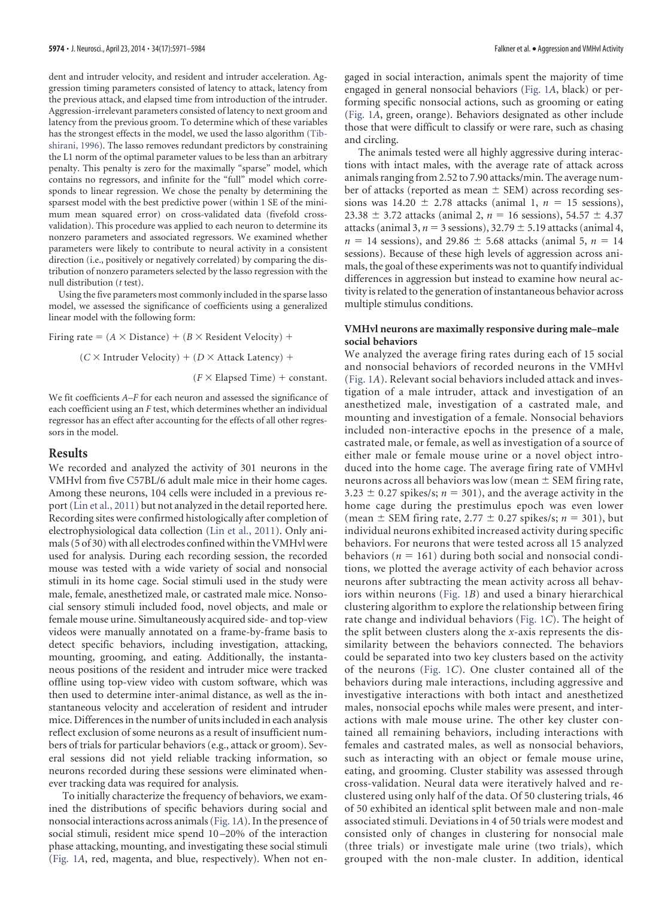dent and intruder velocity, and resident and intruder acceleration. Aggression timing parameters consisted of latency to attack, latency from the previous attack, and elapsed time from introduction of the intruder. Aggression-irrelevant parameters consisted of latency to next groom and latency from the previous groom. To determine which of these variables has the strongest effects in the model, we used the lasso algorithm (Tibshirani, 1996). The lasso removes redundant predictors by constraining the L1 norm of the optimal parameter values to be less than an arbitrary penalty. This penalty is zero for the maximally "sparse" model, which contains no regressors, and infinite for the "full" model which corresponds to linear regression. We chose the penalty by determining the sparsest model with the best predictive power (within 1 SE of the minimum mean squared error) on cross-validated data (fivefold cross-validation). This procedure was applied to each neuron to determine its nonzero parameters and associated regressors. We examined whether parameters were likely to contribute to neural activity in a consistent direction (i.e., positively or negatively correlated) by comparing the distribution of nonzero parameters selected by the lasso regression with the null distribution (*t* test).

Using the five parameters most commonly included in the sparse lasso model, we assessed the significance of coefficients using a generalized linear model with the following form:

$$\text{Firing rate} = (A \times \text{Distance}) + (B \times \text{Resident Velocity}) + (C \times \text{Intruder Velocity}) + (D \times \text{Attack Latency}) + (F \times \text{Elapsed Time}) + \text{constant}.$$

We fit coefficients *A*–*F* for each neuron and assessed the significance of each coefficient using an *F* test, which determines whether an individual regressor has an effect after accounting for the effects of all other regressors in the model.

## Results

We recorded and analyzed the activity of 301 neurons in the VMHvl from five C57BL/6 adult male mice in their home cages. Among these neurons, 104 cells were included in a previous report (Lin et al., 2011) but not analyzed in the detail reported here. Recording sites were confirmed histologically after completion of electrophysiological data collection (Lin et al., 2011). Only animals (5 of 30) with all electrodes confined within the VMHvl were used for analysis. During each recording session, the recorded mouse was tested with a wide variety of social and nonsocial stimuli in its home cage. Social stimuli used in the study were male, female, anesthetized male, or castrated male mice. Nonsocial sensory stimuli included food, novel objects, and male or female mouse urine. Simultaneously acquired side- and top-view videos were manually annotated on a frame-by-frame basis to detect specific behaviors, including investigation, attacking, mounting, grooming, and eating. Additionally, the instantaneous positions of the resident and intruder mice were tracked offline using top-view video with custom software, which was then used to determine inter-animal distance, as well as the instantaneous velocity and acceleration of resident and intruder mice. Differences in the number of units included in each analysis reflect exclusion of some neurons as a result of insufficient numbers of trials for particular behaviors (e.g., attack or groom). Several sessions did not yield reliable tracking information, so neurons recorded during these sessions were eliminated whenever tracking data was required for analysis.

To initially characterize the frequency of behaviors, we examined the distributions of specific behaviors during social and nonsocial interactions across animals (Fig. 1*A*). In the presence of social stimuli, resident mice spend 10–20% of the interaction phase attacking, mounting, and investigating these social stimuli (Fig. 1*A*, red, magenta, and blue, respectively). When not engaged in social interaction, animals spent the majority of time engaged in general nonsocial behaviors (Fig. 1*A*, black) or performing specific nonsocial actions, such as grooming or eating (Fig. 1*A*, green, orange). Behaviors designated as other include those that were difficult to classify or were rare, such as chasing and circling.

The animals tested were all highly aggressive during interactions with intact males, with the average rate of attack across animals ranging from 2.52 to 7.90 attacks/min. The average number of attacks (reported as mean ± SEM) across recording sessions was 14.20 ± 2.78 attacks (animal 1, $n = 15$ sessions), 23.38 ± 3.72 attacks (animal 2, $n = 16$ sessions), 54.57 ± 4.37 attacks (animal 3, $n = 3$ sessions), 32.79 ± 5.19 attacks (animal 4, $n = 14$ sessions), and 29.86 ± 5.68 attacks (animal 5, $n = 14$ sessions). Because of these high levels of aggression across animals, the goal of these experiments was not to quantify individual differences in aggression but instead to examine how neural activity is related to the generation of instantaneous behavior across multiple stimulus conditions.

### VMHvl neurons are maximally responsive during male–male social behaviors

We analyzed the average firing rates during each of 15 social and nonsocial behaviors of recorded neurons in the VMHvl (Fig. 1*A*). Relevant social behaviors included attack and investigation of a male intruder, attack and investigation of an anesthetized male, investigation of a castrated male, and mounting and investigation of a female. Nonsocial behaviors included non-interactive epochs in the presence of a male, castrated male, or female, as well as investigation of a source of either male or female mouse urine or a novel object introduced into the home cage. The average firing rate of VMHvl neurons across all behaviors was low (mean ± SEM firing rate, 3.23 ± 0.27 spikes/s; $n = 301$), and the average activity in the home cage during the prestimulus epoch was even lower (mean ± SEM firing rate, 2.77 ± 0.27 spikes/s; $n = 301$), but individual neurons exhibited increased activity during specific behaviors. For neurons that were tested across all 15 analyzed behaviors ($n = 161$) during both social and nonsocial conditions, we plotted the average activity of each behavior across neurons after subtracting the mean activity across all behaviors within neurons (Fig. 1*B*) and used a binary hierarchical clustering algorithm to explore the relationship between firing rate change and individual behaviors (Fig. 1*C*). The height of the split between clusters along the *x*-axis represents the dissimilarity between the behaviors connected. The behaviors could be separated into two key clusters based on the activity of the neurons (Fig. 1*C*). One cluster contained all of the behaviors during male interactions, including aggressive and investigative interactions with both intact and anesthetized males, nonsocial epochs while males were present, and interactions with male mouse urine. The other key cluster contained all remaining behaviors, including interactions with females and castrated males, as well as nonsocial behaviors, such as interacting with an object or female mouse urine, eating, and grooming. Cluster stability was assessed through cross-validation. Neural data were iteratively halved and reclustered using only half of the data. Of 50 clustering trials, 46 of 50 exhibited an identical split between male and non-male associated stimuli. Deviations in 4 of 50 trials were modest and consisted only of changes in clustering for nonsocial male (three trials) or investigate male urine (two trials), which grouped with the non-male cluster. In addition, identical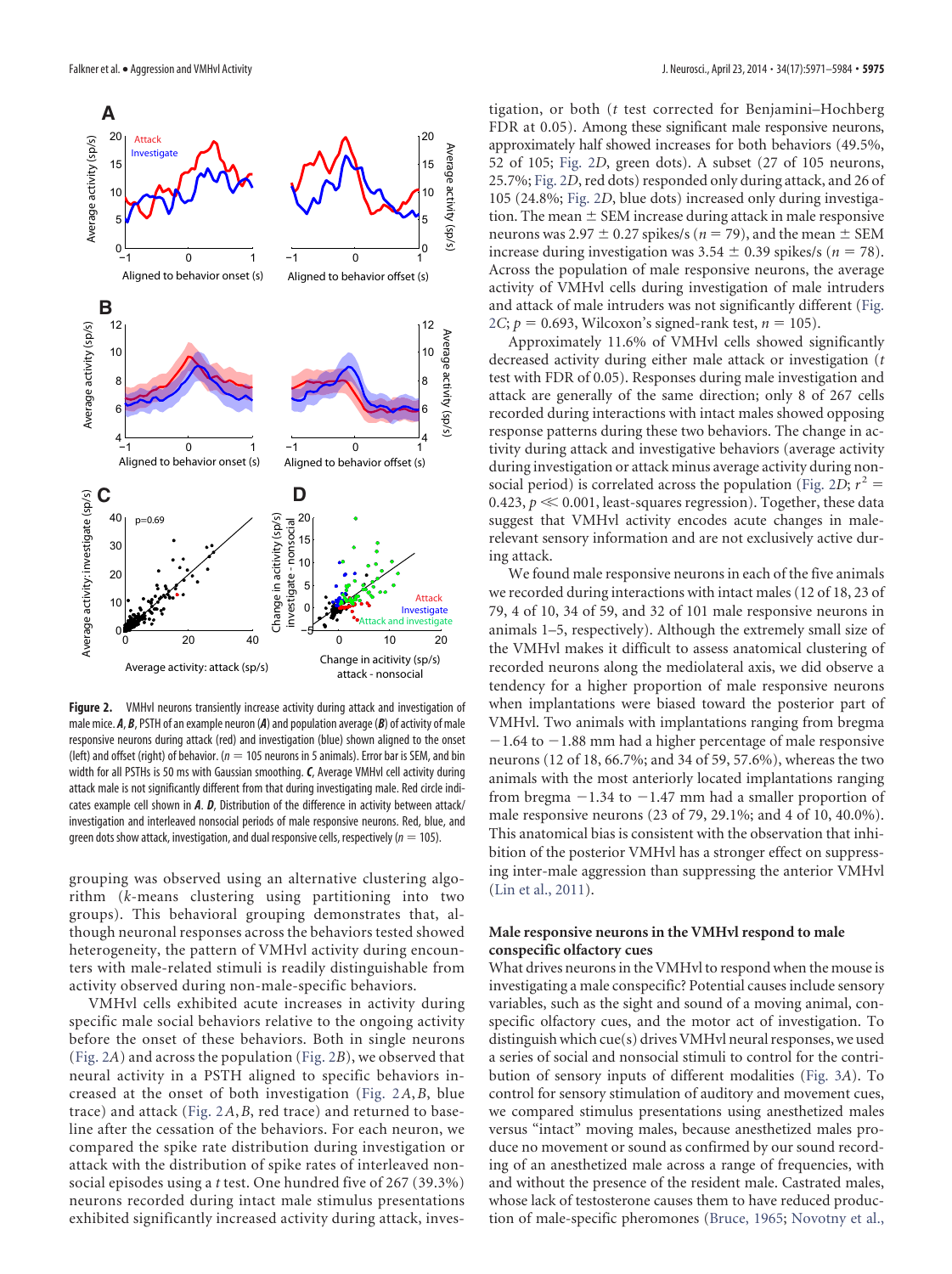**Figure 2.** VMHvl neurons transiently increase activity during attack and investigation of male mice. ***A***, ***B***, PSTH of an example neuron (***A***) and population average (***B***) of activity of male responsive neurons during attack (red) and investigation (blue) shown aligned to the onset (left) and offset (right) of behavior. ($n$ = 105 neurons in 5 animals). Error bar is SEM, and bin width for all PSTHs is 50 ms with Gaussian smoothing. ***C***, Average VMHvl cell activity during attack male is not significantly different from that during investigating male. Red circle indicates example cell shown in ***A***. ***D***, Distribution of the difference in activity between attack/investigation and interleaved nonsocial periods of male responsive neurons. Red, blue, and green dots show attack, investigation, and dual responsive cells, respectively ($n$ = 105).

grouping was observed using an alternative clustering algorithm ($k$-means clustering using partitioning into two groups). This behavioral grouping demonstrates that, although neuronal responses across the behaviors tested showed heterogeneity, the pattern of VMHvl activity during encounters with male-related stimuli is readily distinguishable from activity observed during non-male-specific behaviors.

VMHvl cells exhibited acute increases in activity during specific male social behaviors relative to the ongoing activity before the onset of these behaviors. Both in single neurons (Fig. 2*A*) and across the population (Fig. 2*B*), we observed that neural activity in a PSTH aligned to specific behaviors increased at the onset of both investigation (Fig. 2*A*,*B*, blue trace) and attack (Fig. 2*A*,*B*, red trace) and returned to baseline after the cessation of the behaviors. For each neuron, we compared the spike rate distribution during investigation or attack with the distribution of spike rates of interleaved nonsocial episodes using a $t$ test. One hundred five of 267 (39.3%) neurons recorded during intact male stimulus presentations exhibited significantly increased activity during attack, investigation, or both ($t$ test corrected for Benjamini–Hochberg FDR at 0.05). Among these significant male responsive neurons, approximately half showed increases for both behaviors (49.5%, 52 of 105; Fig. 2*D*, green dots). A subset (27 of 105 neurons, 25.7%; Fig. 2*D*, red dots) responded only during attack, and 26 of 105 (24.8%; Fig. 2*D*, blue dots) increased only during investigation. The mean ± SEM increase during attack in male responsive neurons was 2.97 ± 0.27 spikes/s ($n$ = 79), and the mean ± SEM increase during investigation was 3.54 ± 0.39 spikes/s ($n$ = 78). Across the population of male responsive neurons, the average activity of VMHvl cells during investigation of male intruders and attack of male intruders was not significantly different (Fig. 2*C*; $p$ = 0.693, Wilcoxon's signed-rank test, $n$ = 105).

Approximately 11.6% of VMHvl cells showed significantly decreased activity during either male attack or investigation ($t$ test with FDR of 0.05). Responses during male investigation and attack are generally of the same direction; only 8 of 267 cells recorded during interactions with intact males showed opposing response patterns during these two behaviors. The change in activity during attack and investigative behaviors (average activity during investigation or attack minus average activity during nonsocial period) is correlated across the population (Fig. 2*D*; $r^2$ = 0.423, $p \ll 0.001$, least-squares regression). Together, these data suggest that VMHvl activity encodes acute changes in male-relevant sensory information and are not exclusively active during attack.

We found male responsive neurons in each of the five animals we recorded during interactions with intact males (12 of 18, 23 of 79, 4 of 10, 34 of 59, and 32 of 101 male responsive neurons in animals 1–5, respectively). Although the extremely small size of the VMHvl makes it difficult to assess anatomical clustering of recorded neurons along the mediolateral axis, we did observe a tendency for a higher proportion of male responsive neurons when implantations were biased toward the posterior part of VMHvl. Two animals with implantations ranging from bregma −1.64 to −1.88 mm had a higher percentage of male responsive neurons (12 of 18, 66.7%; and 34 of 59, 57.6%), whereas the two animals with the most anteriorly located implantations ranging from bregma −1.34 to −1.47 mm had a smaller proportion of male responsive neurons (23 of 79, 29.1%; and 4 of 10, 40.0%). This anatomical bias is consistent with the observation that inhibition of the posterior VMHvl has a stronger effect on suppressing inter-male aggression than suppressing the anterior VMHvl (Lin et al., 2011).

### Male responsive neurons in the VMHvl respond to male conspecific olfactory cues

What drives neurons in the VMHvl to respond when the mouse is investigating a male conspecific? Potential causes include sensory variables, such as the sight and sound of a moving animal, conspecific olfactory cues, and the motor act of investigation. To distinguish which cue(s) drives VMHvl neural responses, we used a series of social and nonsocial stimuli to control for the contribution of sensory inputs of different modalities (Fig. 3*A*). To control for sensory stimulation of auditory and movement cues, we compared stimulus presentations using anesthetized males versus "intact" moving males, because anesthetized males produce no movement or sound as confirmed by our sound recording of an anesthetized male across a range of frequencies, with and without the presence of the resident male. Castrated males, whose lack of testosterone causes them to have reduced production of male-specific pheromones (Bruce, 1965; Novotny et al.,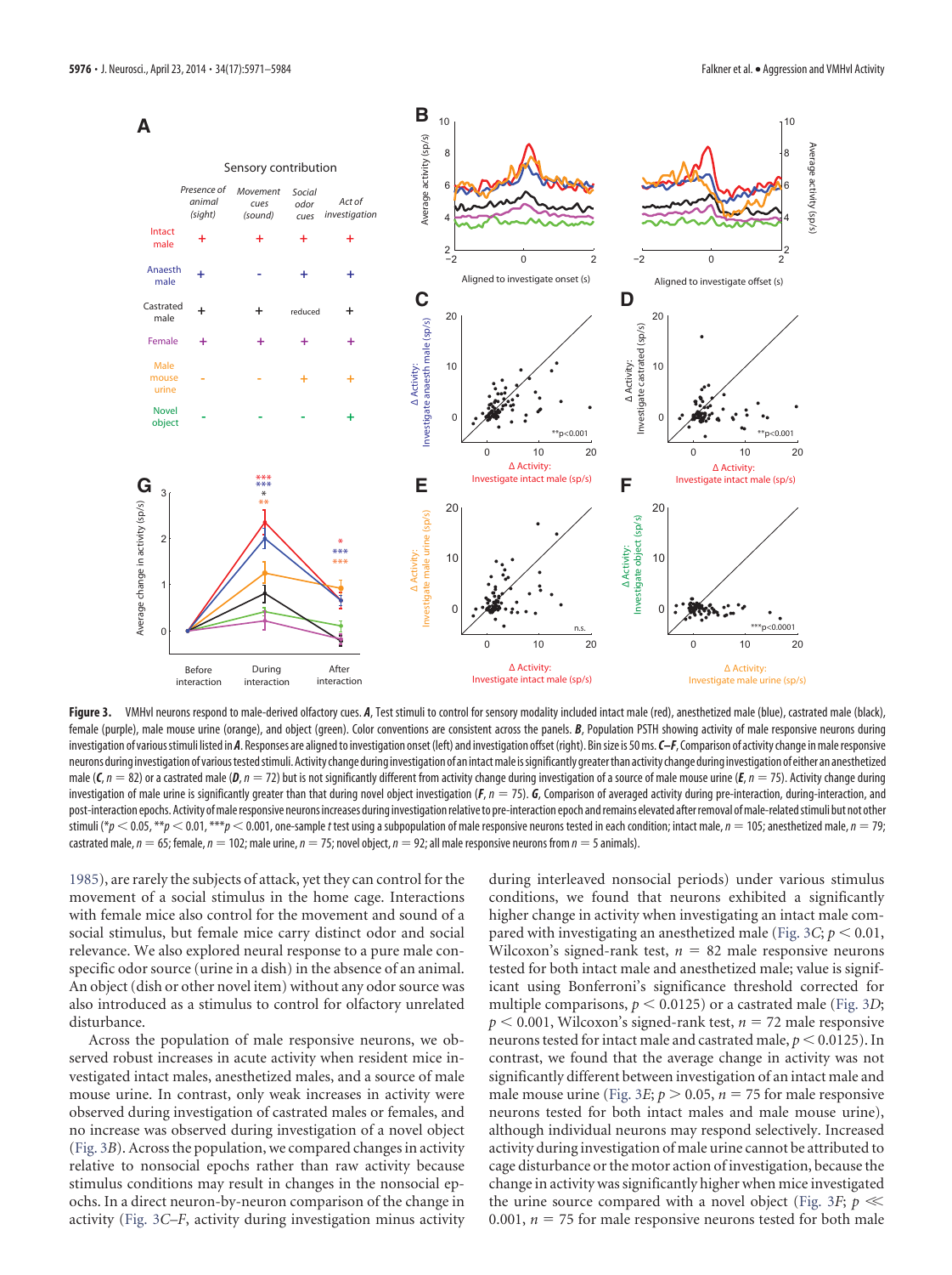**Figure 3.** VMHvl neurons respond to male-derived olfactory cues. ***A***, Test stimuli to control for sensory modality included intact male (red), anesthetized male (blue), castrated male (black), female (purple), male mouse urine (orange), and object (green). Color conventions are consistent across the panels. ***B***, Population PSTH showing activity of male responsive neurons during investigation of various stimuli listed in ***A***. Responses are aligned to investigation onset (left) and investigation offset (right). Bin size is 50 ms. ***C–F***, Comparison of activity change in male responsive neurons during investigation of various tested stimuli. Activity change during investigation of an intact male is significantly greater than activity change during investigation of either an anesthetized male (***C***, $n = 82$) or a castrated male (***D***, $n = 72$) but is not significantly different from activity change during investigation of a source of male mouse urine (***E***, $n = 75$). Activity change during investigation of male urine is significantly greater than that during novel object investigation (***F***, $n = 75$). ***G***, Comparison of averaged activity during pre-interaction, during-interaction, and post-interaction epochs. Activity of male responsive neurons increases during investigation relative to pre-interaction epoch and remains elevated after removal of male-related stimuli but not other stimuli (*$p < 0.05$, **$p < 0.01$, ***$p < 0.001$, one-sample $t$ test using a subpopulation of male responsive neurons tested in each condition; intact male, $n = 105$; anesthetized male, $n = 79$; castrated male, $n = 65$; female, $n = 102$; male urine, $n = 75$; novel object, $n = 92$; all male responsive neurons from $n = 5$ animals).

1985), are rarely the subjects of attack, yet they can control for the movement of a social stimulus in the home cage. Interactions with female mice also control for the movement and sound of a social stimulus, but female mice carry distinct odor and social relevance. We also explored neural response to a pure male conspecific odor source (urine in a dish) in the absence of an animal. An object (dish or other novel item) without any odor source was also introduced as a stimulus to control for olfactory unrelated disturbance.

Across the population of male responsive neurons, we observed robust increases in acute activity when resident mice investigated intact males, anesthetized males, and a source of male mouse urine. In contrast, only weak increases in activity were observed during investigation of castrated males or females, and no increase was observed during investigation of a novel object (Fig. 3*B*). Across the population, we compared changes in activity relative to nonsocial epochs rather than raw activity because stimulus conditions may result in changes in the nonsocial epochs. In a direct neuron-by-neuron comparison of the change in activity (Fig. 3*C–F*, activity during investigation minus activity during interleaved nonsocial periods) under various stimulus conditions, we found that neurons exhibited a significantly higher change in activity when investigating an intact male compared with investigating an anesthetized male (Fig. 3*C*; $p < 0.01$, Wilcoxon's signed-rank test, $n = 82$ male responsive neurons tested for both intact male and anesthetized male; value is significant using Bonferroni's significance threshold corrected for multiple comparisons, $p < 0.0125$) or a castrated male (Fig. 3*D*; $p < 0.001$, Wilcoxon's signed-rank test, $n = 72$ male responsive neurons tested for intact male and castrated male, $p < 0.0125$). In contrast, we found that the average change in activity was not significantly different between investigation of an intact male and male mouse urine (Fig. 3*E*; $p > 0.05$, $n = 75$ for male responsive neurons tested for both intact males and male mouse urine), although individual neurons may respond selectively. Increased activity during investigation of male urine cannot be attributed to cage disturbance or the motor action of investigation, because the change in activity was significantly higher when mice investigated the urine source compared with a novel object (Fig. 3*F*; $p \ll 0.001$, $n = 75$ for male responsive neurons tested for both male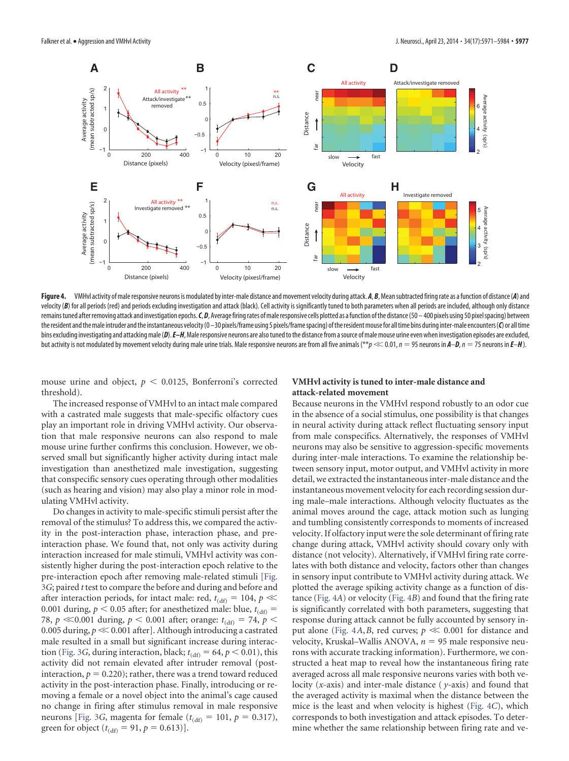**Figure 4.** VMHvl activity of male responsive neurons is modulated by inter-male distance and movement velocity during attack. ***A***, ***B***, Mean subtracted firing rate as a function of distance (***A***) and velocity (***B***) for all periods (red) and periods excluding investigation and attack (black). Cell activity is significantly tuned to both parameters when all periods are included, although only distance remains tuned after removing attack and investigation epochs. ***C***, ***D***, Average firing rates of male responsive cells plotted as a function of the distance (50–400 pixels using 50 pixel spacing) between the resident and the male intruder and the instantaneous velocity (0–30 pixels/frame using 5 pixels/frame spacing) of the resident mouse for all time bins during inter-male encounters (***C***) or all time bins excluding investigating and attacking male (***D***). ***E–H***, Male responsive neurons are also tuned to the distance from a source of male mouse urine even when investigation episodes are excluded, but activity is not modulated by movement velocity during male urine trials. Male responsive neurons are from all five animals (**$p \ll 0.01$, $n = 95$ neurons in ***A–D***, $n = 75$ neurons in ***E–H***).

mouse urine and object, $p < 0.0125$, Bonferroni's corrected threshold).

The increased response of VMHvl to an intact male compared with a castrated male suggests that male-specific olfactory cues play an important role in driving VMHvl activity. Our observation that male responsive neurons can also respond to male mouse urine further confirms this conclusion. However, we observed small but significantly higher activity during intact male investigation than anesthetized male investigation, suggesting that conspecific sensory cues operating through other modalities (such as hearing and vision) may also play a minor role in modulating VMHvl activity.

Do changes in activity to male-specific stimuli persist after the removal of the stimulus? To address this, we compared the activity in the post-interaction phase, interaction phase, and pre-interaction phase. We found that, not only was activity during interaction increased for male stimuli, VMHvl activity was consistently higher during the post-interaction epoch relative to the pre-interaction epoch after removing male-related stimuli [Fig. 3G; paired $t$ test to compare the before and during and before and after interaction periods, for intact male: red, $t_{(df)} = 104$, $p \ll 0.001$ during, $p < 0.05$ after; for anesthetized male: blue, $t_{(df)} = 78$, $p \ll 0.001$ during, $p < 0.001$ after; orange: $t_{(df)} = 74$, $p < 0.005$ during, $p \ll 0.001$ after]. Although introducing a castrated male resulted in a small but significant increase during interaction (Fig. 3G, during interaction, black; $t_{(df)} = 64$, $p < 0.01$), this activity did not remain elevated after intruder removal (post-interaction, $p = 0.220$); rather, there was a trend toward reduced activity in the post-interaction phase. Finally, introducing or removing a female or a novel object into the animal's cage caused no change in firing after stimulus removal in male responsive neurons [Fig. 3G, magenta for female ($t_{(df)} = 101$, $p = 0.317$), green for object ($t_{(df)} = 91$, $p = 0.613$)].

### VMHvl activity is tuned to inter-male distance and attack-related movement

Because neurons in the VMHvl respond robustly to an odor cue in the absence of a social stimulus, one possibility is that changes in neural activity during attack reflect fluctuating sensory input from male conspecifics. Alternatively, the responses of VMHvl neurons may also be sensitive to aggression-specific movements during inter-male interactions. To examine the relationship between sensory input, motor output, and VMHvl activity in more detail, we extracted the instantaneous inter-male distance and the instantaneous movement velocity for each recording session during male–male interactions. Although velocity fluctuates as the animal moves around the cage, attack motion such as lunging and tumbling consistently corresponds to moments of increased velocity. If olfactory input were the sole determinant of firing rate change during attack, VMHvl activity should vary only with distance (not velocity). Alternatively, if VMHvl firing rate correlates with both distance and velocity, factors other than changes in sensory input contribute to VMHvl activity during attack. We plotted the average spiking activity change as a function of distance (Fig. 4A) or velocity (Fig. 4B) and found that the firing rate is significantly correlated with both parameters, suggesting that response during attack cannot be fully accounted by sensory input alone (Fig. 4A,B, red curves; $p \ll 0.001$ for distance and velocity, Kruskal–Wallis ANOVA, $n = 95$ male responsive neurons with accurate tracking information). Furthermore, we constructed a heat map to reveal how the instantaneous firing rate averaged across all male responsive neurons varies with both velocity ($x$-axis) and inter-male distance ($y$-axis) and found that the averaged activity is maximal when the distance between the mice is the least and when velocity is highest (Fig. 4C), which corresponds to both investigation and attack episodes. To determine whether the same relationship between firing rate and ve-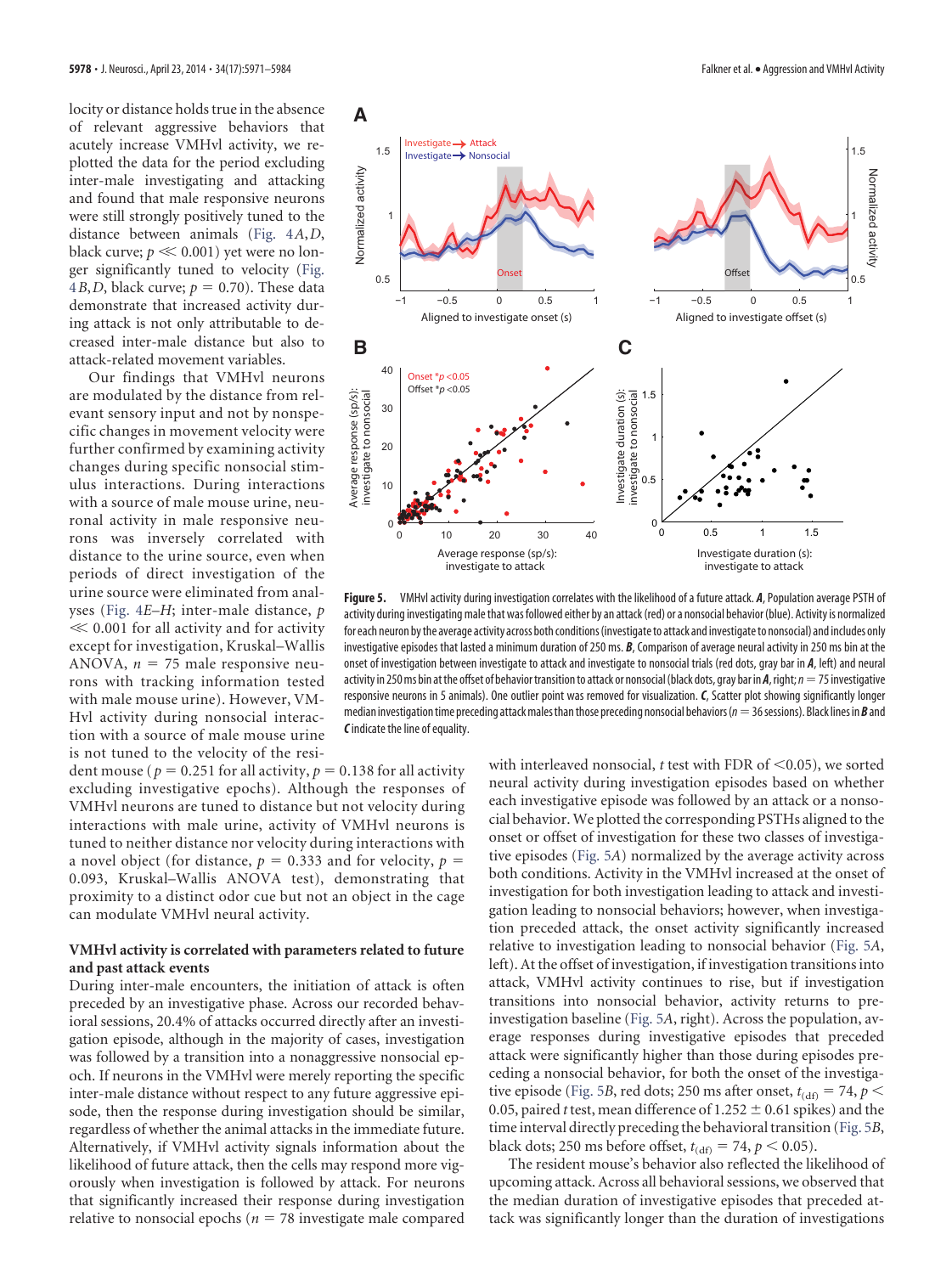locity or distance holds true in the absence of relevant aggressive behaviors that acutely increase VMHvl activity, we replotted the data for the period excluding inter-male investigating and attacking and found that male responsive neurons were still strongly positively tuned to the distance between animals (Fig. 4A,D, black curve; $p \ll 0.001$) yet were no longer significantly tuned to velocity (Fig. 4B,D, black curve; $p = 0.70$). These data demonstrate that increased activity during attack is not only attributable to decreased inter-male distance but also to attack-related movement variables.

Our findings that VMHvl neurons are modulated by the distance from relevant sensory input and not by nonspecific changes in movement velocity were further confirmed by examining activity changes during specific nonsocial stimulus interactions. During interactions with a source of male mouse urine, neuronal activity in male responsive neurons was inversely correlated with distance to the urine source, even when periods of direct investigation of the urine source were eliminated from analyses (Fig. 4E–H; inter-male distance, $p \ll 0.001$ for all activity and for activity except for investigation, Kruskal–Wallis ANOVA, $n = 75$ male responsive neurons with tracking information tested with male mouse urine). However, VMHvl activity during nonsocial interaction with a source of male mouse urine is not tuned to the velocity of the resident mouse ($p = 0.251$ for all activity, $p = 0.138$ for all activity excluding investigative epochs). Although the responses of VMHvl neurons are tuned to distance but not velocity during interactions with male urine, activity of VMHvl neurons is tuned to neither distance nor velocity during interactions with a novel object (for distance, $p = 0.333$ and for velocity, $p = 0.093$, Kruskal–Wallis ANOVA test), demonstrating that proximity to a distinct odor cue but not an object in the cage can modulate VMHvl neural activity.

### VMHvl activity is correlated with parameters related to future and past attack events

During inter-male encounters, the initiation of attack is often preceded by an investigative phase. Across our recorded behavioral sessions, 20.4% of attacks occurred directly after an investigation episode, although in the majority of cases, investigation was followed by a transition into a nonaggressive nonsocial epoch. If neurons in the VMHvl were merely reporting the specific inter-male distance without respect to any future aggressive episode, then the response during investigation should be similar, regardless of whether the animal attacks in the immediate future. Alternatively, if VMHvl activity signals information about the likelihood of future attack, then the cells may respond more vigorously when investigation is followed by attack. For neurons that significantly increased their response during investigation relative to nonsocial epochs ($n = 78$ investigate male compared with interleaved nonsocial, $t$ test with FDR of $<0.05$), we sorted neural activity during investigation episodes based on whether each investigative episode was followed by an attack or a nonsocial behavior. We plotted the corresponding PSTHs aligned to the onset or offset of investigation for these two classes of investigative episodes (Fig. 5A) normalized by the average activity across both conditions. Activity in the VMHvl increased at the onset of investigation for both investigation leading to attack and investigation leading to nonsocial behaviors; however, when investigation preceded attack, the onset activity significantly increased relative to investigation leading to nonsocial behavior (Fig. 5A, left). At the offset of investigation, if investigation transitions into attack, VMHvl activity continues to rise, but if investigation transitions into nonsocial behavior, activity returns to pre-investigation baseline (Fig. 5A, right). Across the population, average responses during investigative episodes that preceded attack were significantly higher than those during episodes preceding a nonsocial behavior, for both the onset of the investigative episode (Fig. 5B, red dots; 250 ms after onset, $t_{(df)} = 74$, $p < 0.05$, paired $t$ test, mean difference of $1.252 \pm 0.61$ spikes) and the time interval directly preceding the behavioral transition (Fig. 5B, black dots; 250 ms before offset, $t_{(df)} = 74$, $p < 0.05$).

The resident mouse's behavior also reflected the likelihood of upcoming attack. Across all behavioral sessions, we observed that the median duration of investigative episodes that preceded attack was significantly longer than the duration of investigations

**Figure 5.** VMHvl activity during investigation correlates with the likelihood of a future attack. ***A***, Population average PSTH of activity during investigating male that was followed either by an attack (red) or a nonsocial behavior (blue). Activity is normalized for each neuron by the average activity across both conditions (investigate to attack and investigate to nonsocial) and includes only investigative episodes that lasted a minimum duration of 250 ms. ***B***, Comparison of average neural activity in 250 ms bin at the onset of investigation between investigate to attack and investigate to nonsocial trials (red dots, gray bar in ***A***, left) and neural activity in 250 ms bin at the offset of behavior transition to attack or nonsocial (black dots, gray bar in ***A***, right; $n = 75$ investigative responsive neurons in 5 animals). One outlier point was removed for visualization. ***C***, Scatter plot showing significantly longer median investigation time preceding attack males than those preceding nonsocial behaviors ($n = 36$ sessions). Black lines in ***B*** and ***C*** indicate the line of equality.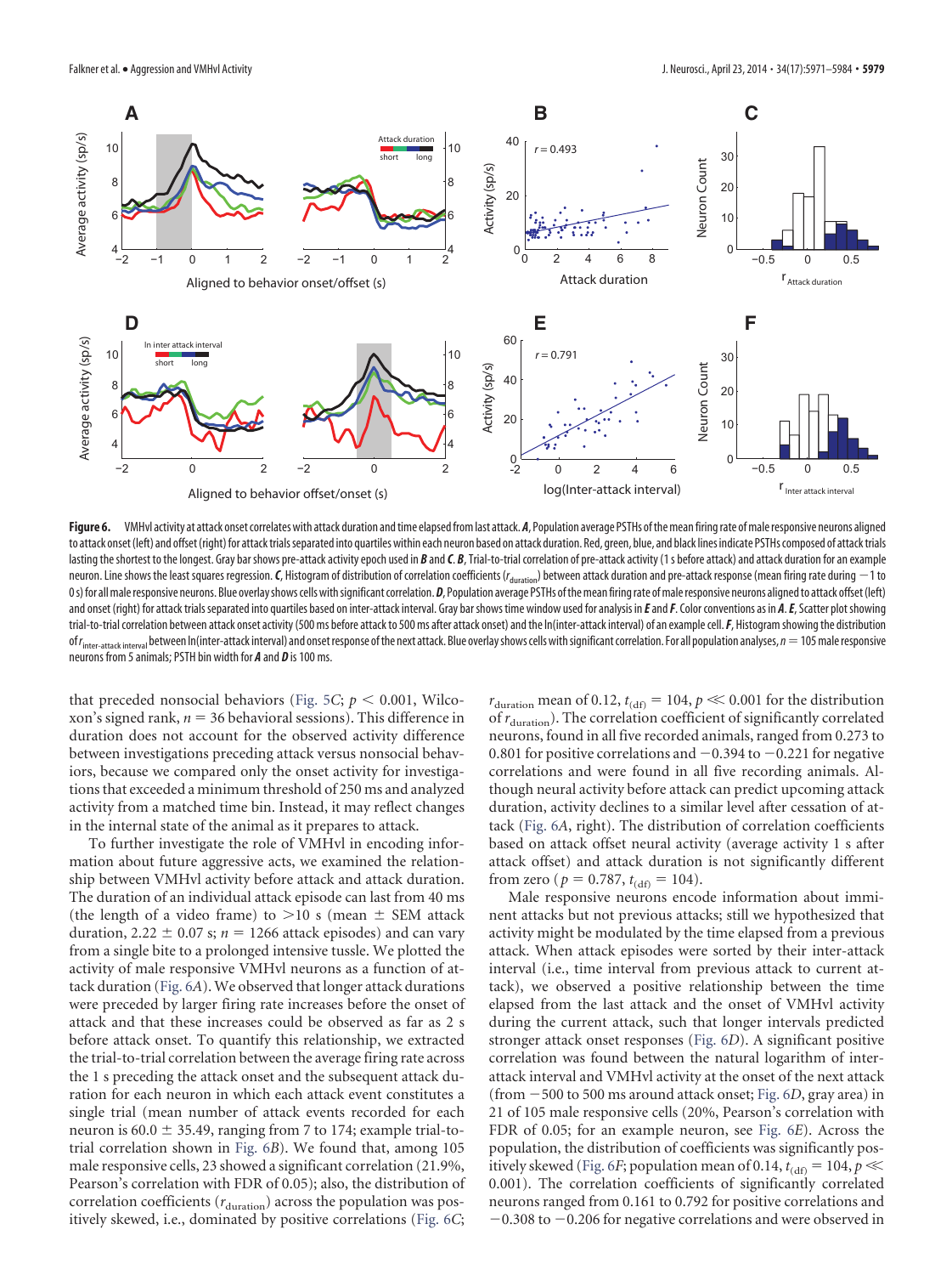**Figure 6.** VMHvl activity at attack onset correlates with attack duration and time elapsed from last attack. ***A***, Population average PSTHs of the mean firing rate of male responsive neurons aligned to attack onset (left) and offset (right) for attack trials separated into quartiles within each neuron based on attack duration. Red, green, blue, and black lines indicate PSTHs composed of attack trials lasting the shortest to the longest. Gray bar shows pre-attack activity epoch used in ***B*** and ***C***. ***B***, Trial-to-trial correlation of pre-attack activity (1 s before attack) and attack duration for an example neuron. Line shows the least squares regression. ***C***, Histogram of distribution of correlation coefficients ($r_{\text{duration}}$) between attack duration and pre-attack response (mean firing rate during −1 to 0 s) for all male responsive neurons. Blue overlay shows cells with significant correlation. ***D***, Population average PSTHs of the mean firing rate of male responsive neurons aligned to attack offset (left) and onset (right) for attack trials separated into quartiles based on inter-attack interval. Gray bar shows time window used for analysis in ***E*** and ***F***. Color conventions as in ***A***. ***E***, Scatter plot showing trial-to-trial correlation between attack onset activity (500 ms before attack to 500 ms after attack onset) and the ln(inter-attack interval) of an example cell. ***F***, Histogram showing the distribution of $r_{\text{inter-attack interval}}$ between ln(inter-attack interval) and onset response of the next attack. Blue overlay shows cells with significant correlation. For all population analyses, $n = 105$ male responsive neurons from 5 animals; PSTH bin width for ***A*** and ***D*** is 100 ms.

that preceded nonsocial behaviors (Fig. 5*C*; $p < 0.001$, Wilcoxon's signed rank, $n = 36$ behavioral sessions). This difference in duration does not account for the observed activity difference between investigations preceding attack versus nonsocial behaviors, because we compared only the onset activity for investigations that exceeded a minimum threshold of 250 ms and analyzed activity from a matched time bin. Instead, it may reflect changes in the internal state of the animal as it prepares to attack.

To further investigate the role of VMHvl in encoding information about future aggressive acts, we examined the relationship between VMHvl activity before attack and attack duration. The duration of an individual attack episode can last from 40 ms (the length of a video frame) to >10 s (mean ± SEM attack duration, 2.22 ± 0.07 s; $n = 1266$ attack episodes) and can vary from a single bite to a prolonged intensive tussle. We plotted the activity of male responsive VMHvl neurons as a function of attack duration (Fig. 6*A*). We observed that longer attack durations were preceded by larger firing rate increases before the onset of attack and that these increases could be observed as far as 2 s before attack onset. To quantify this relationship, we extracted the trial-to-trial correlation between the average firing rate across the 1 s preceding the attack onset and the subsequent attack duration for each neuron in which each attack event constitutes a single trial (mean number of attack events recorded for each neuron is 60.0 ± 35.49, ranging from 7 to 174; example trial-to-trial correlation shown in Fig. 6*B*). We found that, among 105 male responsive cells, 23 showed a significant correlation (21.9%, Pearson's correlation with FDR of 0.05); also, the distribution of correlation coefficients ($r_{\text{duration}}$) across the population was positively skewed, i.e., dominated by positive correlations (Fig. 6*C*; $r_{\text{duration}}$ mean of 0.12, $t_{(\text{df})} = 104$, $p \ll 0.001$ for the distribution of $r_{\text{duration}}$). The correlation coefficient of significantly correlated neurons, found in all five recorded animals, ranged from 0.273 to 0.801 for positive correlations and −0.394 to −0.221 for negative correlations and were found in all five recording animals. Although neural activity before attack can predict upcoming attack duration, activity declines to a similar level after cessation of attack (Fig. 6*A*, right). The distribution of correlation coefficients based on attack offset neural activity (average activity 1 s after attack offset) and attack duration is not significantly different from zero ($p = 0.787$, $t_{(\text{df})} = 104$).

Male responsive neurons encode information about imminent attacks but not previous attacks; still we hypothesized that activity might be modulated by the time elapsed from a previous attack. When attack episodes were sorted by their inter-attack interval (i.e., time interval from previous attack to current attack), we observed a positive relationship between the time elapsed from the last attack and the onset of VMHvl activity during the current attack, such that longer intervals predicted stronger attack onset responses (Fig. 6*D*). A significant positive correlation was found between the natural logarithm of inter-attack interval and VMHvl activity at the onset of the next attack (from −500 to 500 ms around attack onset; Fig. 6*D*, gray area) in 21 of 105 male responsive cells (20%, Pearson's correlation with FDR of 0.05; for an example neuron, see Fig. 6*E*). Across the population, the distribution of coefficients was significantly positively skewed (Fig. 6*F*; population mean of 0.14, $t_{(\text{df})} = 104$, $p \ll 0.001$). The correlation coefficients of significantly correlated neurons ranged from 0.161 to 0.792 for positive correlations and −0.308 to −0.206 for negative correlations and were observed in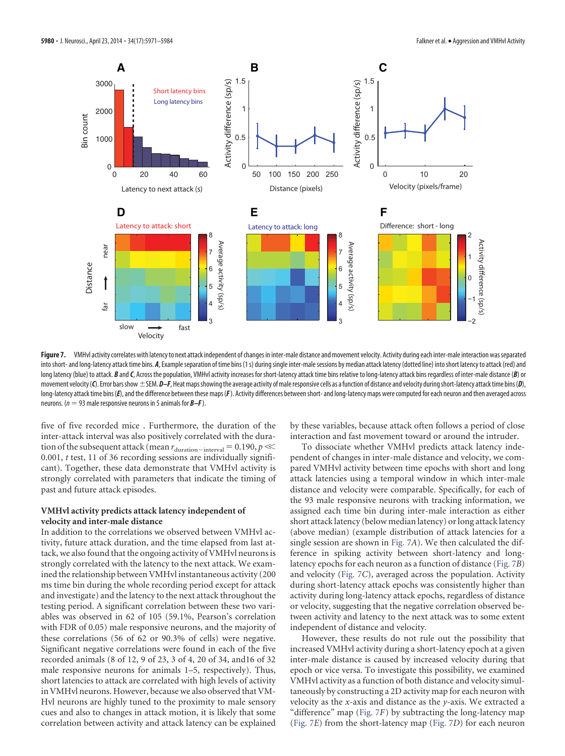**Figure 7.** VMHvl activity correlates with latency to next attack independent of changes in inter-male distance and movement velocity. Activity during each inter-male interaction was separated into short- and long-latency attack time bins. ***A***, Example separation of time bins (1 s) during single inter-male sessions by median attack latency (dotted line) into short latency to attack (red) and long latency (blue) to attack. ***B*** and ***C***, Across the population, VMHvl activity increases for short-latency attack time bins relative to long-latency attack bins regardless of inter-male distance (***B***) or movement velocity (***C***). Error bars show ±SEM. ***D–F***, Heat maps showing the average activity of male responsive cells as a function of distance and velocity during short-latency attack time bins (***D***), long-latency attack time bins (***E***), and the difference between these maps (***F***). Activity differences between short- and long-latency maps were computed for each neuron and then averaged across neurons. ($n$ = 93 male responsive neurons in 5 animals for ***B–F***).

five of five recorded mice . Furthermore, the duration of the inter-attack interval was also positively correlated with the duration of the subsequent attack (mean $r_{\text{duration}-\text{interval}} = 0.190$, $p \ll 0.001$, $t$ test, 11 of 36 recording sessions are individually significant). Together, these data demonstrate that VMHvl activity is strongly correlated with parameters that indicate the timing of past and future attack episodes.

### VMHvl activity predicts attack latency independent of velocity and inter-male distance

In addition to the correlations we observed between VMHvl activity, future attack duration, and the time elapsed from last attack, we also found that the ongoing activity of VMHvl neurons is strongly correlated with the latency to the next attack. We examined the relationship between VMHvl instantaneous activity (200 ms time bin during the whole recording period except for attack and investigate) and the latency to the next attack throughout the testing period. A significant correlation between these two variables was observed in 62 of 105 (59.1%, Pearson's correlation with FDR of 0.05) male responsive neurons, and the majority of these correlations (56 of 62 or 90.3% of cells) were negative. Significant negative correlations were found in each of the five recorded animals (8 of 12, 9 of 23, 3 of 4, 20 of 34, and16 of 32 male responsive neurons for animals 1–5, respectively). Thus, short latencies to attack are correlated with high levels of activity in VMHvl neurons. However, because we also observed that VMHvl neurons are highly tuned to the proximity to male sensory cues and also to changes in attack motion, it is likely that some correlation between activity and attack latency can be explained by these variables, because attack often follows a period of close interaction and fast movement toward or around the intruder.

To dissociate whether VMHvl predicts attack latency independent of changes in inter-male distance and velocity, we compared VMHvl activity between time epochs with short and long attack latencies using a temporal window in which inter-male distance and velocity were comparable. Specifically, for each of the 93 male responsive neurons with tracking information, we assigned each time bin during inter-male interaction as either short attack latency (below median latency) or long attack latency (above median) (example distribution of attack latencies for a single session are shown in Fig. 7*A*). We then calculated the difference in spiking activity between short-latency and long-latency epochs for each neuron as a function of distance (Fig. 7*B*) and velocity (Fig. 7*C*), averaged across the population. Activity during short-latency attack epochs was consistently higher than activity during long-latency attack epochs, regardless of distance or velocity, suggesting that the negative correlation observed between activity and latency to the next attack was to some extent independent of distance and velocity.

However, these results do not rule out the possibility that increased VMHvl activity during a short-latency epoch at a given inter-male distance is caused by increased velocity during that epoch or vice versa. To investigate this possibility, we examined VMHvl activity as a function of both distance and velocity simultaneously by constructing a 2D activity map for each neuron with velocity as the $x$-axis and distance as the $y$-axis. We extracted a "difference" map (Fig. 7*F*) by subtracting the long-latency map (Fig. 7*E*) from the short-latency map (Fig. 7*D*) for each neuron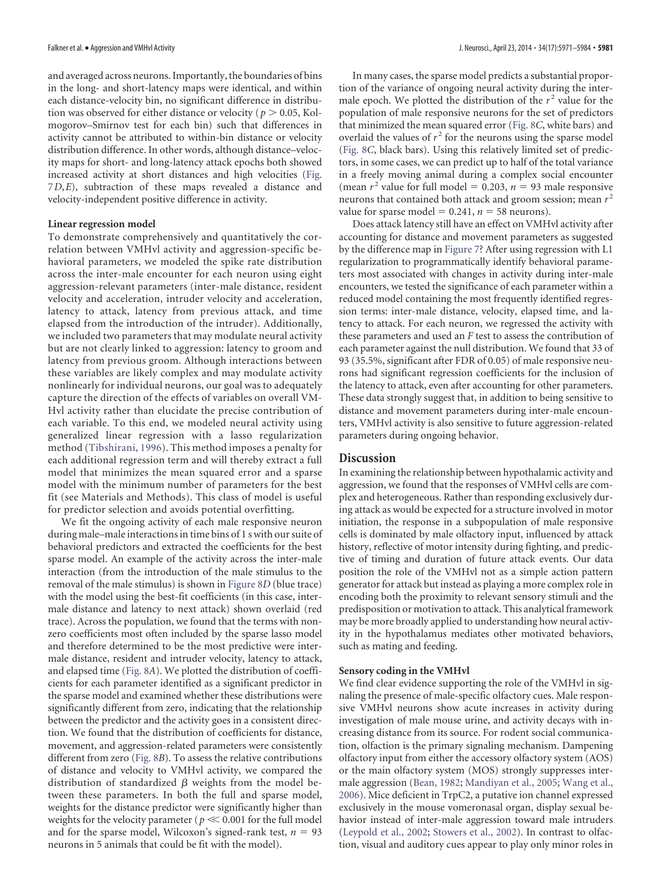and averaged across neurons. Importantly, the boundaries of bins in the long- and short-latency maps were identical, and within each distance-velocity bin, no significant difference in distribution was observed for either distance or velocity ($p > 0.05$, Kolmogorov–Smirnov test for each bin) such that differences in activity cannot be attributed to within-bin distance or velocity distribution difference. In other words, although distance–velocity maps for short- and long-latency attack epochs both showed increased activity at short distances and high velocities (Fig. 7D,E), subtraction of these maps revealed a distance and velocity-independent positive difference in activity.

### Linear regression model

To demonstrate comprehensively and quantitatively the correlation between VMHvl activity and aggression-specific behavioral parameters, we modeled the spike rate distribution across the inter-male encounter for each neuron using eight aggression-relevant parameters (inter-male distance, resident velocity and acceleration, intruder velocity and acceleration, latency to attack, latency from previous attack, and time elapsed from the introduction of the intruder). Additionally, we included two parameters that may modulate neural activity but are not clearly linked to aggression: latency to groom and latency from previous groom. Although interactions between these variables are likely complex and may modulate activity nonlinearly for individual neurons, our goal was to adequately capture the direction of the effects of variables on overall VMHvl activity rather than elucidate the precise contribution of each variable. To this end, we modeled neural activity using generalized linear regression with a lasso regularization method (Tibshirani, 1996). This method imposes a penalty for each additional regression term and will thereby extract a full model that minimizes the mean squared error and a sparse model with the minimum number of parameters for the best fit (see Materials and Methods). This class of model is useful for predictor selection and avoids potential overfitting.

We fit the ongoing activity of each male responsive neuron during male–male interactions in time bins of 1 s with our suite of behavioral predictors and extracted the coefficients for the best sparse model. An example of the activity across the inter-male interaction (from the introduction of the male stimulus to the removal of the male stimulus) is shown in Figure 8D (blue trace) with the model using the best-fit coefficients (in this case, inter-male distance and latency to next attack) shown overlaid (red trace). Across the population, we found that the terms with nonzero coefficients most often included by the sparse lasso model and therefore determined to be the most predictive were inter-male distance, resident and intruder velocity, latency to attack, and elapsed time (Fig. 8A). We plotted the distribution of coefficients for each parameter identified as a significant predictor in the sparse model and examined whether these distributions were significantly different from zero, indicating that the relationship between the predictor and the activity goes in a consistent direction. We found that the distribution of coefficients for distance, movement, and aggression-related parameters were consistently different from zero (Fig. 8B). To assess the relative contributions of distance and velocity to VMHvl activity, we compared the distribution of standardized $\beta$ weights from the model between these parameters. In both the full and sparse model, weights for the distance predictor were significantly higher than weights for the velocity parameter ($p \ll 0.001$ for the full model and for the sparse model, Wilcoxon's signed-rank test, $n = 93$ neurons in 5 animals that could be fit with the model).

In many cases, the sparse model predicts a substantial proportion of the variance of ongoing neural activity during the inter-male epoch. We plotted the distribution of the $r^2$ value for the population of male responsive neurons for the set of predictors that minimized the mean squared error (Fig. 8C, white bars) and overlaid the values of $r^2$ for the neurons using the sparse model (Fig. 8C, black bars). Using this relatively limited set of predictors, in some cases, we can predict up to half of the total variance in a freely moving animal during a complex social encounter (mean $r^2$ value for full model $= 0.203$, $n = 93$ male responsive neurons that contained both attack and groom session; mean $r^2$ value for sparse model $= 0.241$, $n = 58$ neurons).

Does attack latency still have an effect on VMHvl activity after accounting for distance and movement parameters as suggested by the difference map in Figure 7? After using regression with L1 regularization to programmatically identify behavioral parameters most associated with changes in activity during inter-male encounters, we tested the significance of each parameter within a reduced model containing the most frequently identified regression terms: inter-male distance, velocity, elapsed time, and latency to attack. For each neuron, we regressed the activity with these parameters and used an $F$ test to assess the contribution of each parameter against the null distribution. We found that 33 of 93 (35.5%, significant after FDR of 0.05) of male responsive neurons had significant regression coefficients for the inclusion of the latency to attack, even after accounting for other parameters. These data strongly suggest that, in addition to being sensitive to distance and movement parameters during inter-male encounters, VMHvl activity is also sensitive to future aggression-related parameters during ongoing behavior.

## Discussion

In examining the relationship between hypothalamic activity and aggression, we found that the responses of VMHvl cells are complex and heterogeneous. Rather than responding exclusively during attack as would be expected for a structure involved in motor initiation, the response in a subpopulation of male responsive cells is dominated by male olfactory input, influenced by attack history, reflective of motor intensity during fighting, and predictive of timing and duration of future attack events. Our data position the role of the VMHvl not as a simple action pattern generator for attack but instead as playing a more complex role in encoding both the proximity to relevant sensory stimuli and the predisposition or motivation to attack. This analytical framework may be more broadly applied to understanding how neural activity in the hypothalamus mediates other motivated behaviors, such as mating and feeding.

### Sensory coding in the VMHvl

We find clear evidence supporting the role of the VMHvl in signaling the presence of male-specific olfactory cues. Male responsive VMHvl neurons show acute increases in activity during investigation of male mouse urine, and activity decays with increasing distance from its source. For rodent social communication, olfaction is the primary signaling mechanism. Dampening olfactory input from either the accessory olfactory system (AOS) or the main olfactory system (MOS) strongly suppresses inter-male aggression (Bean, 1982; Mandiyan et al., 2005; Wang et al., 2006). Mice deficient in TrpC2, a putative ion channel expressed exclusively in the mouse vomeronasal organ, display sexual behavior instead of inter-male aggression toward male intruders (Leypold et al., 2002; Stowers et al., 2002). In contrast to olfaction, visual and auditory cues appear to play only minor roles in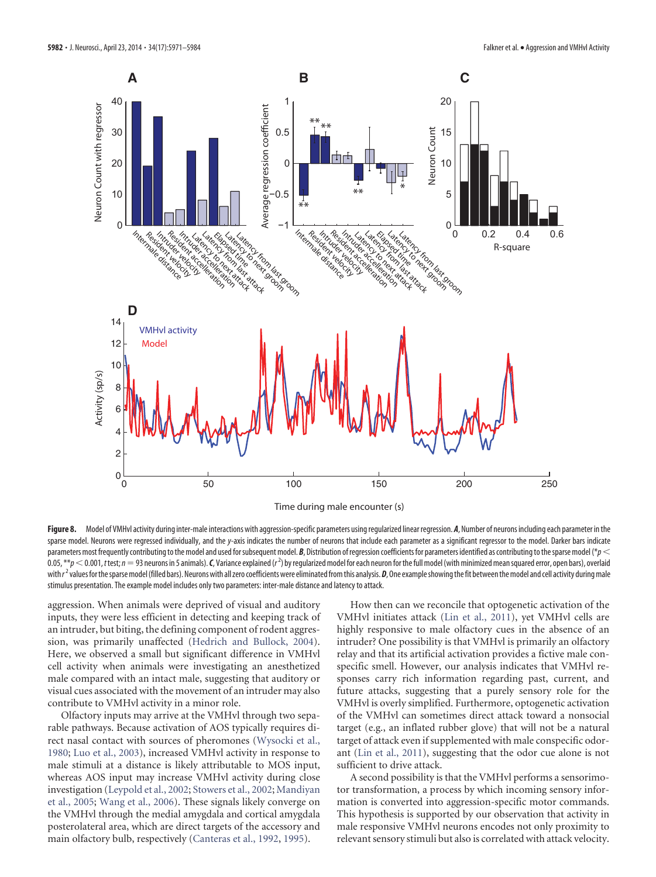**Figure 8.** Model of VMHvl activity during inter-male interactions with aggression-specific parameters using regularized linear regression. ***A***, Number of neurons including each parameter in the sparse model. Neurons were regressed individually, and the *y*-axis indicates the number of neurons that include each parameter as a significant regressor to the model. Darker bars indicate parameters most frequently contributing to the model and used for subsequent model. ***B***, Distribution of regression coefficients for parameters identified as contributing to the sparse model (*$p <$ 0.05, **$p < 0.001$, *t* test; $n = 93$ neurons in 5 animals). ***C***, Variance explained ($r^2$) by regularized model for each neuron for the full model (with minimized mean squared error, open bars), overlaid with $r^2$ values for the sparse model (filled bars). Neurons with all zero coefficients were eliminated from this analysis. ***D***, One example showing the fit between the model and cell activity during male stimulus presentation. The example model includes only two parameters: inter-male distance and latency to attack.

aggression. When animals were deprived of visual and auditory inputs, they were less efficient in detecting and keeping track of an intruder, but biting, the defining component of rodent aggression, was primarily unaffected (Hedrich and Bullock, 2004). Here, we observed a small but significant difference in VMHvl cell activity when animals were investigating an anesthetized male compared with an intact male, suggesting that auditory or visual cues associated with the movement of an intruder may also contribute to VMHvl activity in a minor role.

Olfactory inputs may arrive at the VMHvl through two separable pathways. Because activation of AOS typically requires direct nasal contact with sources of pheromones (Wysocki et al., 1980; Luo et al., 2003), increased VMHvl activity in response to male stimuli at a distance is likely attributable to MOS input, whereas AOS input may increase VMHvl activity during close investigation (Leypold et al., 2002; Stowers et al., 2002; Mandiyan et al., 2005; Wang et al., 2006). These signals likely converge on the VMHvl through the medial amygdala and cortical amygdala posterolateral area, which are direct targets of the accessory and main olfactory bulb, respectively (Canteras et al., 1992, 1995).

How then can we reconcile that optogenetic activation of the VMHvl initiates attack (Lin et al., 2011), yet VMHvl cells are highly responsive to male olfactory cues in the absence of an intruder? One possibility is that VMHvl is primarily an olfactory relay and that its artificial activation provides a fictive male conspecific smell. However, our analysis indicates that VMHvl responses carry rich information regarding past, current, and future attacks, suggesting that a purely sensory role for the VMHvl is overly simplified. Furthermore, optogenetic activation of the VMHvl can sometimes direct attack toward a nonsocial target (e.g., an inflated rubber glove) that will not be a natural target of attack even if supplemented with male conspecific odorant (Lin et al., 2011), suggesting that the odor cue alone is not sufficient to drive attack.

A second possibility is that the VMHvl performs a sensorimotor transformation, a process by which incoming sensory information is converted into aggression-specific motor commands. This hypothesis is supported by our observation that activity in male responsive VMHvl neurons encodes not only proximity to relevant sensory stimuli but also is correlated with attack velocity.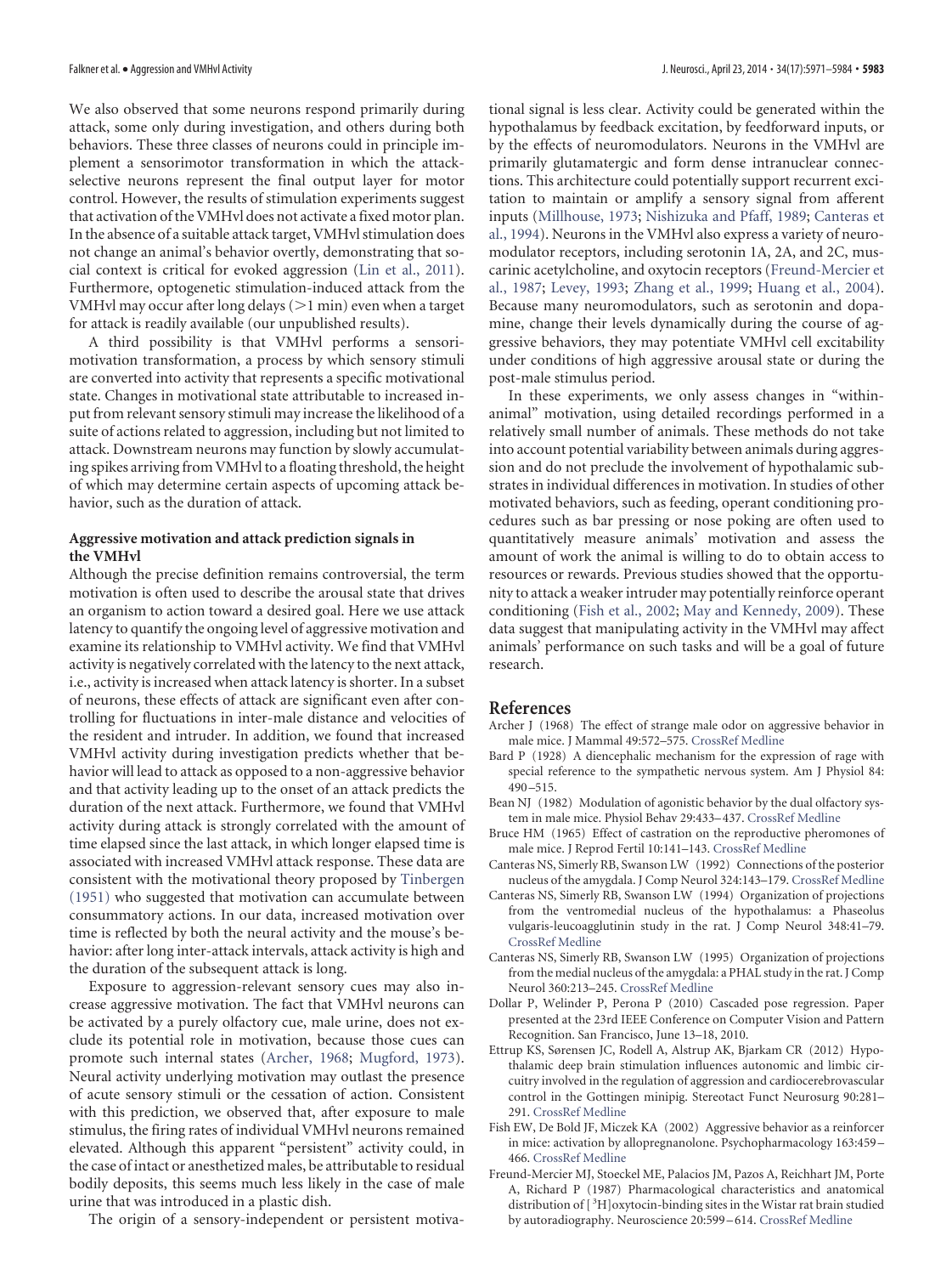We also observed that some neurons respond primarily during attack, some only during investigation, and others during both behaviors. These three classes of neurons could in principle implement a sensorimotor transformation in which the attack-selective neurons represent the final output layer for motor control. However, the results of stimulation experiments suggest that activation of the VMHvl does not activate a fixed motor plan. In the absence of a suitable attack target, VMHvl stimulation does not change an animal's behavior overtly, demonstrating that social context is critical for evoked aggression (Lin et al., 2011). Furthermore, optogenetic stimulation-induced attack from the VMHvl may occur after long delays (>1 min) even when a target for attack is readily available (our unpublished results).

A third possibility is that VMHvl performs a sensorimotivation transformation, a process by which sensory stimuli are converted into activity that represents a specific motivational state. Changes in motivational state attributable to increased input from relevant sensory stimuli may increase the likelihood of a suite of actions related to aggression, including but not limited to attack. Downstream neurons may function by slowly accumulating spikes arriving from VMHvl to a floating threshold, the height of which may determine certain aspects of upcoming attack behavior, such as the duration of attack.

### Aggressive motivation and attack prediction signals in the VMHvl

Although the precise definition remains controversial, the term motivation is often used to describe the arousal state that drives an organism to action toward a desired goal. Here we use attack latency to quantify the ongoing level of aggressive motivation and examine its relationship to VMHvl activity. We find that VMHvl activity is negatively correlated with the latency to the next attack, i.e., activity is increased when attack latency is shorter. In a subset of neurons, these effects of attack are significant even after controlling for fluctuations in inter-male distance and velocities of the resident and intruder. In addition, we found that increased VMHvl activity during investigation predicts whether that behavior will lead to attack as opposed to a non-aggressive behavior and that activity leading up to the onset of an attack predicts the duration of the next attack. Furthermore, we found that VMHvl activity during attack is strongly correlated with the amount of time elapsed since the last attack, in which longer elapsed time is associated with increased VMHvl attack response. These data are consistent with the motivational theory proposed by Tinbergen (1951) who suggested that motivation can accumulate between consummatory actions. In our data, increased motivation over time is reflected by both the neural activity and the mouse's behavior: after long inter-attack intervals, attack activity is high and the duration of the subsequent attack is long.

Exposure to aggression-relevant sensory cues may also increase aggressive motivation. The fact that VMHvl neurons can be activated by a purely olfactory cue, male urine, does not exclude its potential role in motivation, because those cues can promote such internal states (Archer, 1968; Mugford, 1973). Neural activity underlying motivation may outlast the presence of acute sensory stimuli or the cessation of action. Consistent with this prediction, we observed that, after exposure to male stimulus, the firing rates of individual VMHvl neurons remained elevated. Although this apparent "persistent" activity could, in the case of intact or anesthetized males, be attributable to residual bodily deposits, this seems much less likely in the case of male urine that was introduced in a plastic dish.

The origin of a sensory-independent or persistent motivational signal is less clear. Activity could be generated within the hypothalamus by feedback excitation, by feedforward inputs, or by the effects of neuromodulators. Neurons in the VMHvl are primarily glutamatergic and form dense intranuclear connections. This architecture could potentially support recurrent excitation to maintain or amplify a sensory signal from afferent inputs (Millhouse, 1973; Nishizuka and Pfaff, 1989; Canteras et al., 1994). Neurons in the VMHvl also express a variety of neuromodulator receptors, including serotonin 1A, 2A, and 2C, muscarinic acetylcholine, and oxytocin receptors (Freund-Mercier et al., 1987; Levey, 1993; Zhang et al., 1999; Huang et al., 2004). Because many neuromodulators, such as serotonin and dopamine, change their levels dynamically during the course of aggressive behaviors, they may potentiate VMHvl cell excitability under conditions of high aggressive arousal state or during the post-male stimulus period.

In these experiments, we only assess changes in "within-animal" motivation, using detailed recordings performed in a relatively small number of animals. These methods do not take into account potential variability between animals during aggression and do not preclude the involvement of hypothalamic substrates in individual differences in motivation. In studies of other motivated behaviors, such as feeding, operant conditioning procedures such as bar pressing or nose poking are often used to quantitatively measure animals' motivation and assess the amount of work the animal is willing to do to obtain access to resources or rewards. Previous studies showed that the opportunity to attack a weaker intruder may potentially reinforce operant conditioning (Fish et al., 2002; May and Kennedy, 2009). These data suggest that manipulating activity in the VMHvl may affect animals' performance on such tasks and will be a goal of future research.

## References

Archer J (1968) The effect of strange male odor on aggressive behavior in male mice. J Mammal 49:572–575. CrossRef Medline

Bard P (1928) A diencephalic mechanism for the expression of rage with special reference to the sympathetic nervous system. Am J Physiol 84: 490–515.

Bean NJ (1982) Modulation of agonistic behavior by the dual olfactory system in male mice. Physiol Behav 29:433–437. CrossRef Medline

Bruce HM (1965) Effect of castration on the reproductive pheromones of male mice. J Reprod Fertil 10:141–143. CrossRef Medline

Canteras NS, Simerly RB, Swanson LW (1992) Connections of the posterior nucleus of the amygdala. J Comp Neurol 324:143–179. CrossRef Medline

Canteras NS, Simerly RB, Swanson LW (1994) Organization of projections from the ventromedial nucleus of the hypothalamus: a Phaseolus vulgaris-leucoagglutinin study in the rat. J Comp Neurol 348:41–79. CrossRef Medline

Canteras NS, Simerly RB, Swanson LW (1995) Organization of projections from the medial nucleus of the amygdala: a PHAL study in the rat. J Comp Neurol 360:213–245. CrossRef Medline

Dollar P, Welinder P, Perona P (2010) Cascaded pose regression. Paper presented at the 23rd IEEE Conference on Computer Vision and Pattern Recognition. San Francisco, June 13–18, 2010.

Ettrup KS, Sørensen JC, Rodell A, Alstrup AK, Bjarkam CR (2012) Hypothalamic deep brain stimulation influences autonomic and limbic circuitry involved in the regulation of aggression and cardiocerebrovascular control in the Gottingen minipig. Stereotact Funct Neurosurg 90:281–291. CrossRef Medline

Fish EW, De Bold JF, Miczek KA (2002) Aggressive behavior as a reinforcer in mice: activation by allopregnanolone. Psychopharmacology 163:459–466. CrossRef Medline

Freund-Mercier MJ, Stoeckel ME, Palacios JM, Pazos A, Reichhart JM, Porte A, Richard P (1987) Pharmacological characteristics and anatomical distribution of [$^{3}$H]oxytocin-binding sites in the Wistar rat brain studied by autoradiography. Neuroscience 20:599–614. CrossRef Medline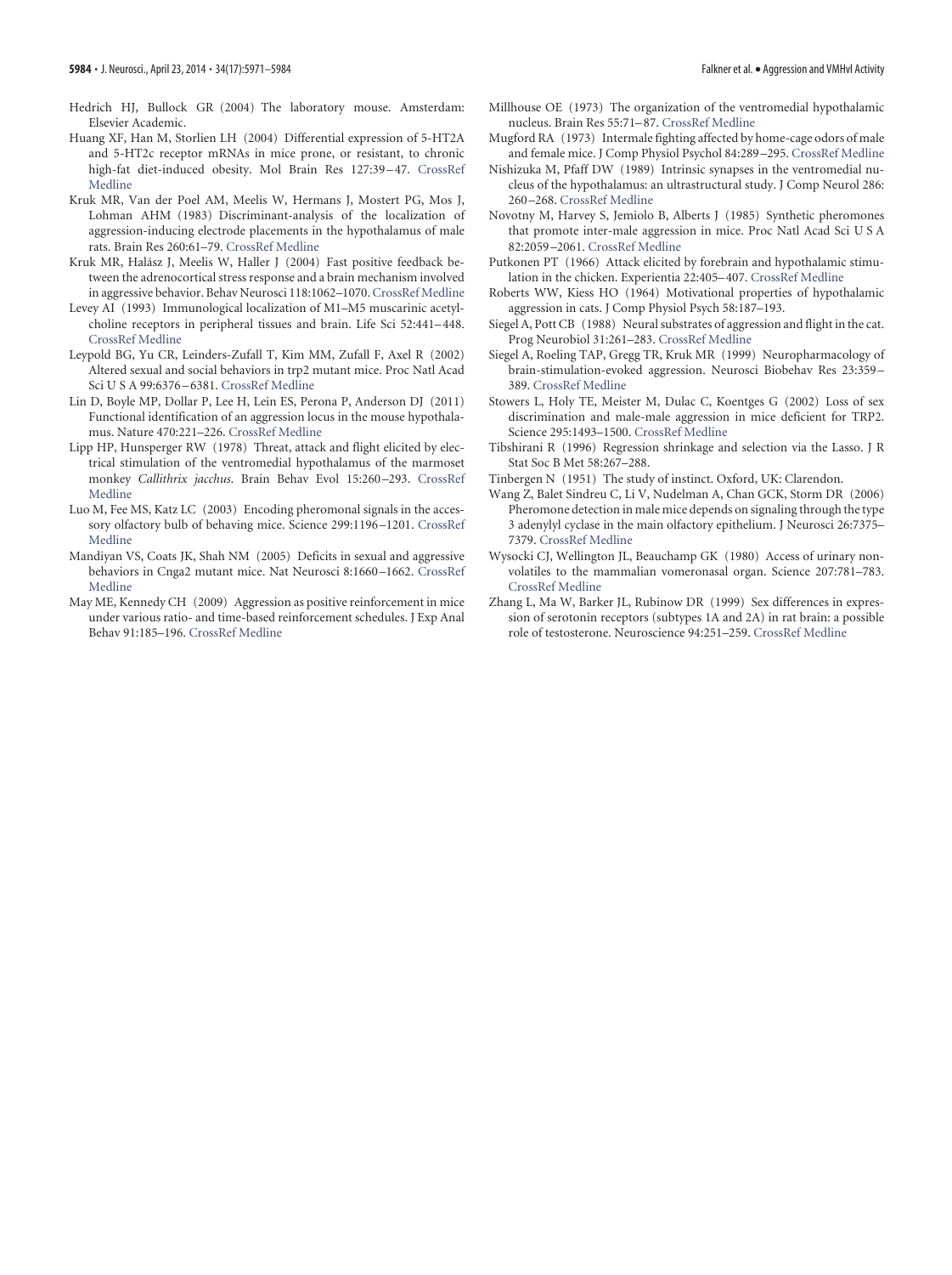Hedrich HJ, Bullock GR (2004) The laboratory mouse. Amsterdam: Elsevier Academic.

Huang XF, Han M, Storlien LH (2004) Differential expression of 5-HT2A and 5-HT2c receptor mRNAs in mice prone, or resistant, to chronic high-fat diet-induced obesity. Mol Brain Res 127:39–47. CrossRef Medline

Kruk MR, Van der Poel AM, Meelis W, Hermans J, Mostert PG, Mos J, Lohman AHM (1983) Discriminant-analysis of the localization of aggression-inducing electrode placements in the hypothalamus of male rats. Brain Res 260:61–79. CrossRef Medline

Kruk MR, Halász J, Meelis W, Haller J (2004) Fast positive feedback between the adrenocortical stress response and a brain mechanism involved in aggressive behavior. Behav Neurosci 118:1062–1070. CrossRef Medline

Levey AI (1993) Immunological localization of M1–M5 muscarinic acetylcholine receptors in peripheral tissues and brain. Life Sci 52:441–448. CrossRef Medline

Leypold BG, Yu CR, Leinders-Zufall T, Kim MM, Zufall F, Axel R (2002) Altered sexual and social behaviors in trp2 mutant mice. Proc Natl Acad Sci U S A 99:6376–6381. CrossRef Medline

Lin D, Boyle MP, Dollar P, Lee H, Lein ES, Perona P, Anderson DJ (2011) Functional identification of an aggression locus in the mouse hypothalamus. Nature 470:221–226. CrossRef Medline

Lipp HP, Hunsperger RW (1978) Threat, attack and flight elicited by electrical stimulation of the ventromedial hypothalamus of the marmoset monkey *Callithrix jacchus*. Brain Behav Evol 15:260–293. CrossRef Medline

Luo M, Fee MS, Katz LC (2003) Encoding pheromonal signals in the accessory olfactory bulb of behaving mice. Science 299:1196–1201. CrossRef Medline

Mandiyan VS, Coats JK, Shah NM (2005) Deficits in sexual and aggressive behaviors in Cnga2 mutant mice. Nat Neurosci 8:1660–1662. CrossRef Medline

May ME, Kennedy CH (2009) Aggression as positive reinforcement in mice under various ratio- and time-based reinforcement schedules. J Exp Anal Behav 91:185–196. CrossRef Medline

Millhouse OE (1973) The organization of the ventromedial hypothalamic nucleus. Brain Res 55:71–87. CrossRef Medline

Mugford RA (1973) Intermale fighting affected by home-cage odors of male and female mice. J Comp Physiol Psychol 84:289–295. CrossRef Medline

Nishizuka M, Pfaff DW (1989) Intrinsic synapses in the ventromedial nucleus of the hypothalamus: an ultrastructural study. J Comp Neurol 286: 260–268. CrossRef Medline

Novotny M, Harvey S, Jemiolo B, Alberts J (1985) Synthetic pheromones that promote inter-male aggression in mice. Proc Natl Acad Sci U S A 82:2059–2061. CrossRef Medline

Putkonen PT (1966) Attack elicited by forebrain and hypothalamic stimulation in the chicken. Experientia 22:405–407. CrossRef Medline

Roberts WW, Kiess HO (1964) Motivational properties of hypothalamic aggression in cats. J Comp Physiol Psych 58:187–193.

Siegel A, Pott CB (1988) Neural substrates of aggression and flight in the cat. Prog Neurobiol 31:261–283. CrossRef Medline

Siegel A, Roeling TAP, Gregg TR, Kruk MR (1999) Neuropharmacology of brain-stimulation-evoked aggression. Neurosci Biobehav Res 23:359–389. CrossRef Medline

Stowers L, Holy TE, Meister M, Dulac C, Koentges G (2002) Loss of sex discrimination and male-male aggression in mice deficient for TRP2. Science 295:1493–1500. CrossRef Medline

Tibshirani R (1996) Regression shrinkage and selection via the Lasso. J R Stat Soc B Met 58:267–288.

Tinbergen N (1951) The study of instinct. Oxford, UK: Clarendon.

Wang Z, Balet Sindreu C, Li V, Nudelman A, Chan GCK, Storm DR (2006) Pheromone detection in male mice depends on signaling through the type 3 adenylyl cyclase in the main olfactory epithelium. J Neurosci 26:7375–7379. CrossRef Medline

Wysocki CJ, Wellington JL, Beauchamp GK (1980) Access of urinary nonvolatiles to the mammalian vomeronasal organ. Science 207:781–783. CrossRef Medline

Zhang L, Ma W, Barker JL, Rubinow DR (1999) Sex differences in expression of serotonin receptors (subtypes 1A and 2A) in rat brain: a possible role of testosterone. Neuroscience 94:251–259. CrossRef Medline